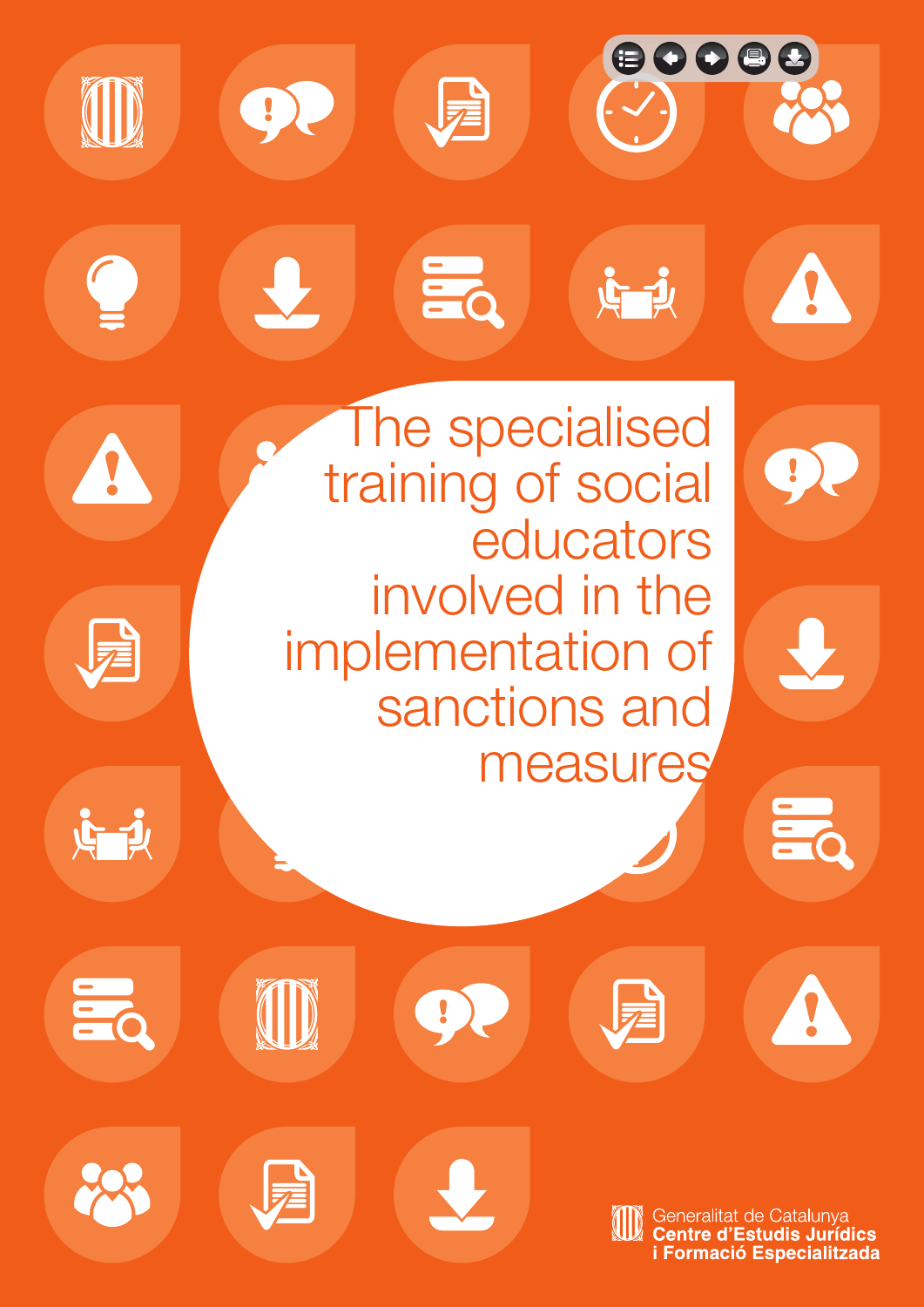# The specialised training of social educators involved in the implementation of sanctions and measures

Generalitat de Catalunya
**Centre d'Estudis Jurídics i Formació Especialitzada**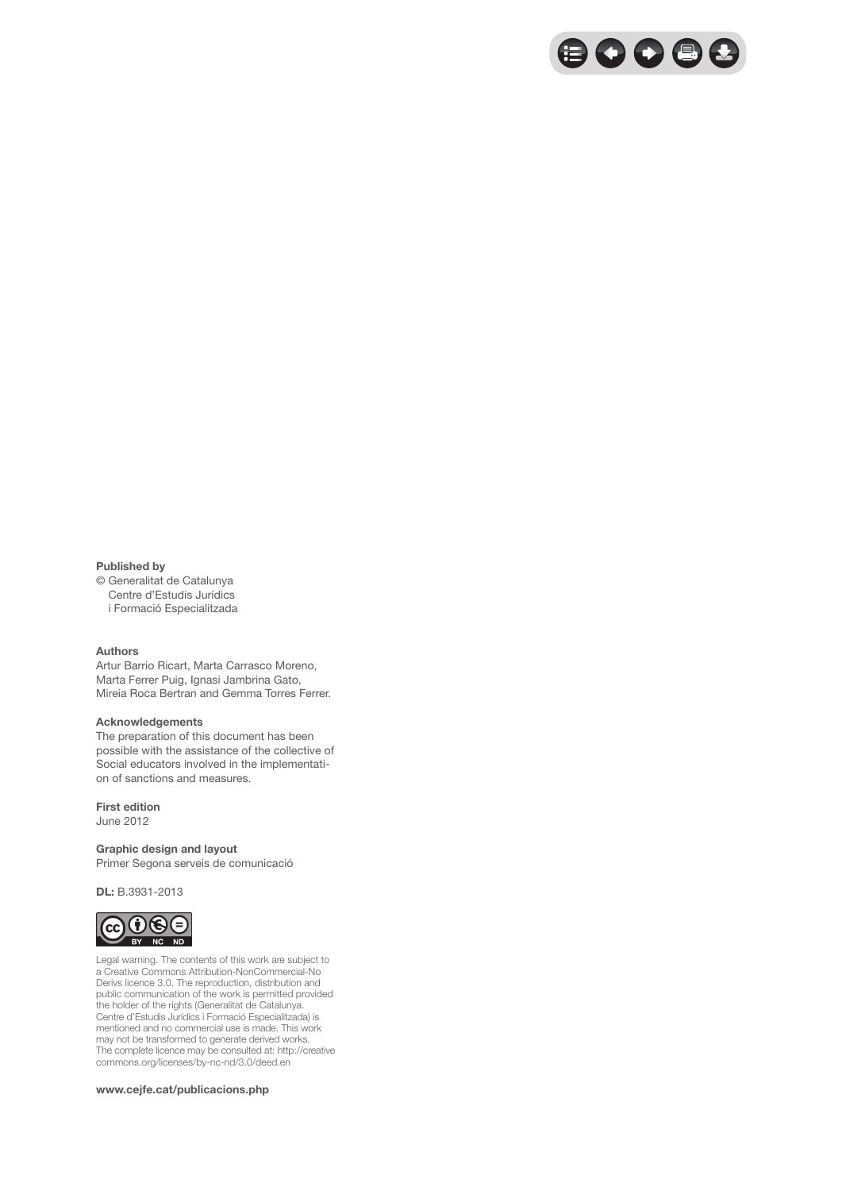**Published by**
© Generalitat de Catalunya
Centre d'Estudis Jurídics
i Formació Especialitzada

**Authors**
Artur Barrio Ricart, Marta Carrasco Moreno, Marta Ferrer Puig, Ignasi Jambrina Gato, Mireia Roca Bertran and Gemma Torres Ferrer.

**Acknowledgements**
The preparation of this document has been possible with the assistance of the collective of Social educators involved in the implementation of sanctions and measures.

**First edition**
June 2012

**Graphic design and layout**
Primer Segona serveis de comunicació

**DL:** B.3931-2013

Legal warning. The contents of this work are subject to a Creative Commons Attribution-NonCommercial-No Derivs licence 3.0. The reproduction, distribution and public communication of the work is permitted provided the holder of the rights (Generalitat de Catalunya. Centre d'Estudis Jurídics i Formació Especialitzada) is mentioned and no commercial use is made. This work may not be transformed to generate derived works. The complete licence may be consulted at: http://creativecommons.org/licenses/by-nc-nd/3.0/deed.en

**www.cejfe.cat/publicacions.php**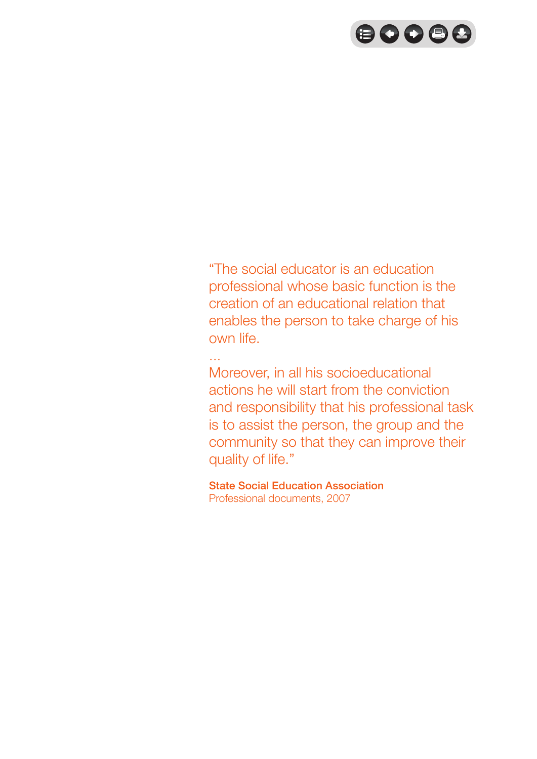"The social educator is an education professional whose basic function is the creation of an educational relation that enables the person to take charge of his own life.

...

Moreover, in all his socioeducational actions he will start from the conviction and responsibility that his professional task is to assist the person, the group and the community so that they can improve their quality of life."

**State Social Education Association**
Professional documents, 2007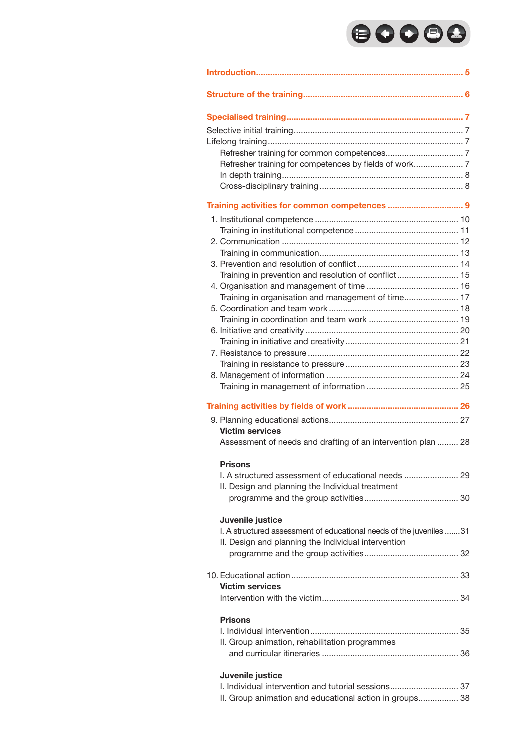**Introduction** ........ 5

**Structure of the training** ........ 6

**Specialised training** ........ 7

Selective initial training ........ 7

Lifelong training ........ 7

- Refresher training for common competences ........ 7
- Refresher training for competences by fields of work ........ 7
- In depth training ........ 8
- Cross-disciplinary training ........ 8

**Training activities for common competences** ........ 9

1. Institutional competence ........ 10
   - Training in institutional competence ........ 11
2. Communication ........ 12
   - Training in communication ........ 13
3. Prevention and resolution of conflict ........ 14
   - Training in prevention and resolution of conflict ........ 15
4. Organisation and management of time ........ 16
   - Training in organisation and management of time ........ 17
5. Coordination and team work ........ 18
   - Training in coordination and team work ........ 19
6. Initiative and creativity ........ 20
   - Training in initiative and creativity ........ 21
7. Resistance to pressure ........ 22
   - Training in resistance to pressure ........ 23
8. Management of information ........ 24
   - Training in management of information ........ 25

**Training activities by fields of work** ........ 26

9. Planning educational actions ........ 27

   **Victim services**

   Assessment of needs and drafting of an intervention plan ........ 28

   **Prisons**

   I. A structured assessment of educational needs ........ 29

   II. Design and planning the Individual treatment programme and the group activities ........ 30

   **Juvenile justice**

   I. A structured assessment of educational needs of the juveniles ........ 31

   II. Design and planning the Individual intervention programme and the group activities ........ 32

10. Educational action ........ 33

   **Victim services**

   Intervention with the victim ........ 34

   **Prisons**

   I. Individual intervention ........ 35

   II. Group animation, rehabilitation programmes and curricular itineraries ........ 36

   **Juvenile justice**

   I. Individual intervention and tutorial sessions ........ 37

   II. Group animation and educational action in groups ........ 38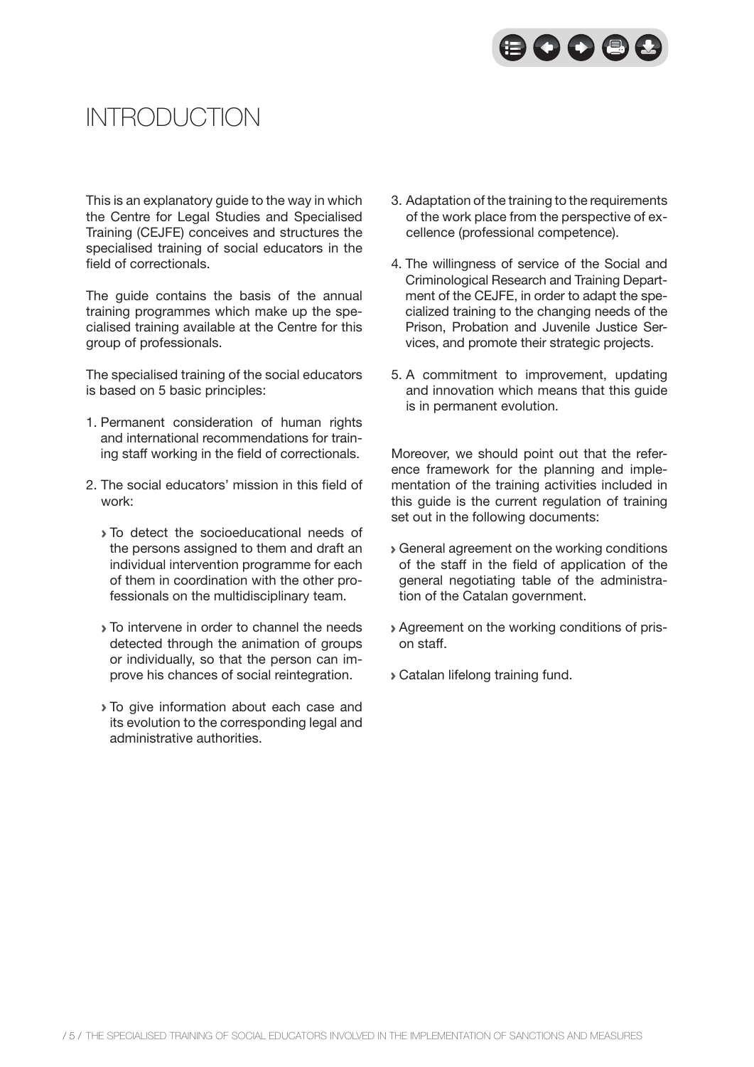# INTRODUCTION

This is an explanatory guide to the way in which the Centre for Legal Studies and Specialised Training (CEJFE) conceives and structures the specialised training of social educators in the field of correctionals.

The guide contains the basis of the annual training programmes which make up the specialised training available at the Centre for this group of professionals.

The specialised training of the social educators is based on 5 basic principles:

1. Permanent consideration of human rights and international recommendations for training staff working in the field of correctionals.
2. The social educators' mission in this field of work:
   - To detect the socioeducational needs of the persons assigned to them and draft an individual intervention programme for each of them in coordination with the other professionals on the multidisciplinary team.
   - To intervene in order to channel the needs detected through the animation of groups or individually, so that the person can improve his chances of social reintegration.
   - To give information about each case and its evolution to the corresponding legal and administrative authorities.
3. Adaptation of the training to the requirements of the work place from the perspective of excellence (professional competence).
4. The willingness of service of the Social and Criminological Research and Training Department of the CEJFE, in order to adapt the specialized training to the changing needs of the Prison, Probation and Juvenile Justice Services, and promote their strategic projects.
5. A commitment to improvement, updating and innovation which means that this guide is in permanent evolution.

Moreover, we should point out that the reference framework for the planning and implementation of the training activities included in this guide is the current regulation of training set out in the following documents:

- General agreement on the working conditions of the staff in the field of application of the general negotiating table of the administration of the Catalan government.
- Agreement on the working conditions of prison staff.
- Catalan lifelong training fund.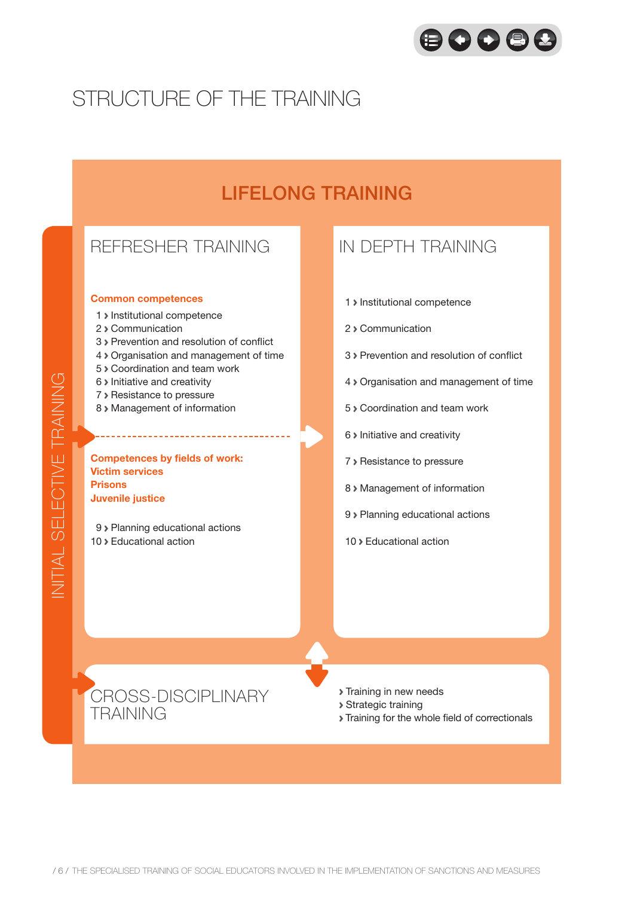# STRUCTURE OF THE TRAINING

## LIFELONG TRAINING

INITIAL SELECTIVE TRAINING

### REFRESHER TRAINING

**Common competences**

1 › Institutional competence
2 › Communication
3 › Prevention and resolution of conflict
4 › Organisation and management of time
5 › Coordination and team work
6 › Initiative and creativity
7 › Resistance to pressure
8 › Management of information

**Competences by fields of work:**
**Victim services**
**Prisons**
**Juvenile justice**

9 › Planning educational actions
10 › Educational action

### IN DEPTH TRAINING

1 › Institutional competence
2 › Communication
3 › Prevention and resolution of conflict
4 › Organisation and management of time
5 › Coordination and team work
6 › Initiative and creativity
7 › Resistance to pressure
8 › Management of information
9 › Planning educational actions
10 › Educational action

### CROSS-DISCIPLINARY TRAINING

› Training in new needs
› Strategic training
› Training for the whole field of correctionals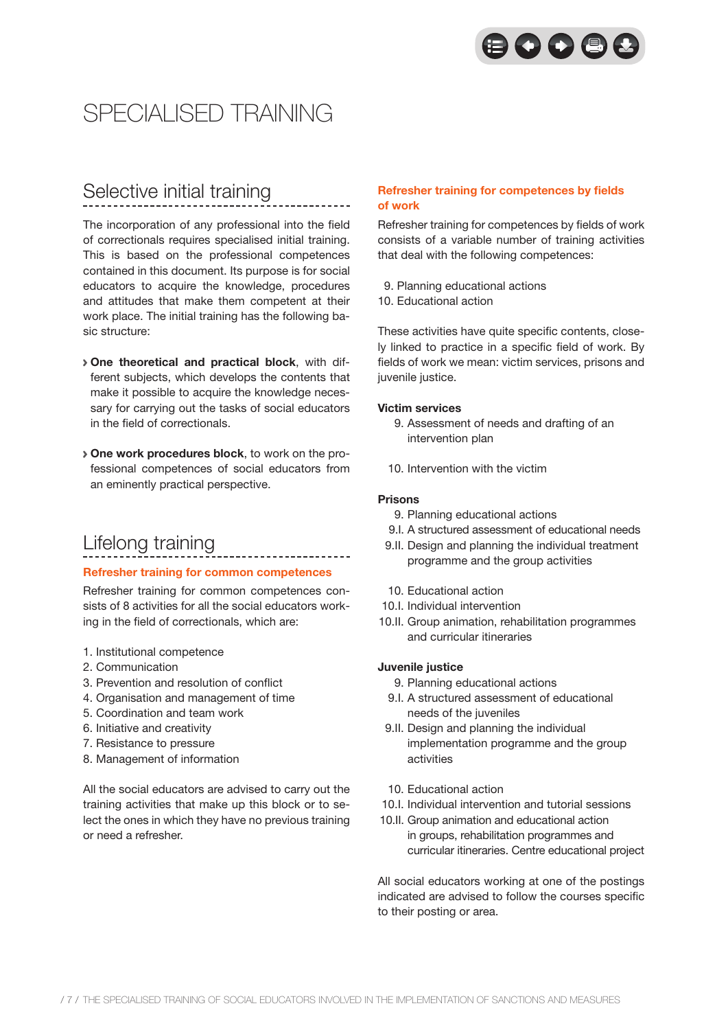# SPECIALISED TRAINING

## Selective initial training

The incorporation of any professional into the field of correctionals requires specialised initial training. This is based on the professional competences contained in this document. Its purpose is for social educators to acquire the knowledge, procedures and attitudes that make them competent at their work place. The initial training has the following basic structure:

- **One theoretical and practical block**, with different subjects, which develops the contents that make it possible to acquire the knowledge necessary for carrying out the tasks of social educators in the field of correctionals.
- **One work procedures block**, to work on the professional competences of social educators from an eminently practical perspective.

## Lifelong training

### Refresher training for common competences

Refresher training for common competences consists of 8 activities for all the social educators working in the field of correctionals, which are:

1. Institutional competence
2. Communication
3. Prevention and resolution of conflict
4. Organisation and management of time
5. Coordination and team work
6. Initiative and creativity
7. Resistance to pressure
8. Management of information

All the social educators are advised to carry out the training activities that make up this block or to select the ones in which they have no previous training or need a refresher.

### Refresher training for competences by fields of work

Refresher training for competences by fields of work consists of a variable number of training activities that deal with the following competences:

9. Planning educational actions
10. Educational action

These activities have quite specific contents, closely linked to practice in a specific field of work. By fields of work we mean: victim services, prisons and juvenile justice.

**Victim services**

9. Assessment of needs and drafting of an intervention plan

10. Intervention with the victim

**Prisons**

9. Planning educational actions  
9.I. A structured assessment of educational needs  
9.II. Design and planning the individual treatment programme and the group activities

10. Educational action  
10.I. Individual intervention  
10.II. Group animation, rehabilitation programmes and curricular itineraries

**Juvenile justice**

9. Planning educational actions  
9.I. A structured assessment of educational needs of the juveniles  
9.II. Design and planning the individual implementation programme and the group activities

10. Educational action  
10.I. Individual intervention and tutorial sessions  
10.II. Group animation and educational action in groups, rehabilitation programmes and curricular itineraries. Centre educational project

All social educators working at one of the postings indicated are advised to follow the courses specific to their posting or area.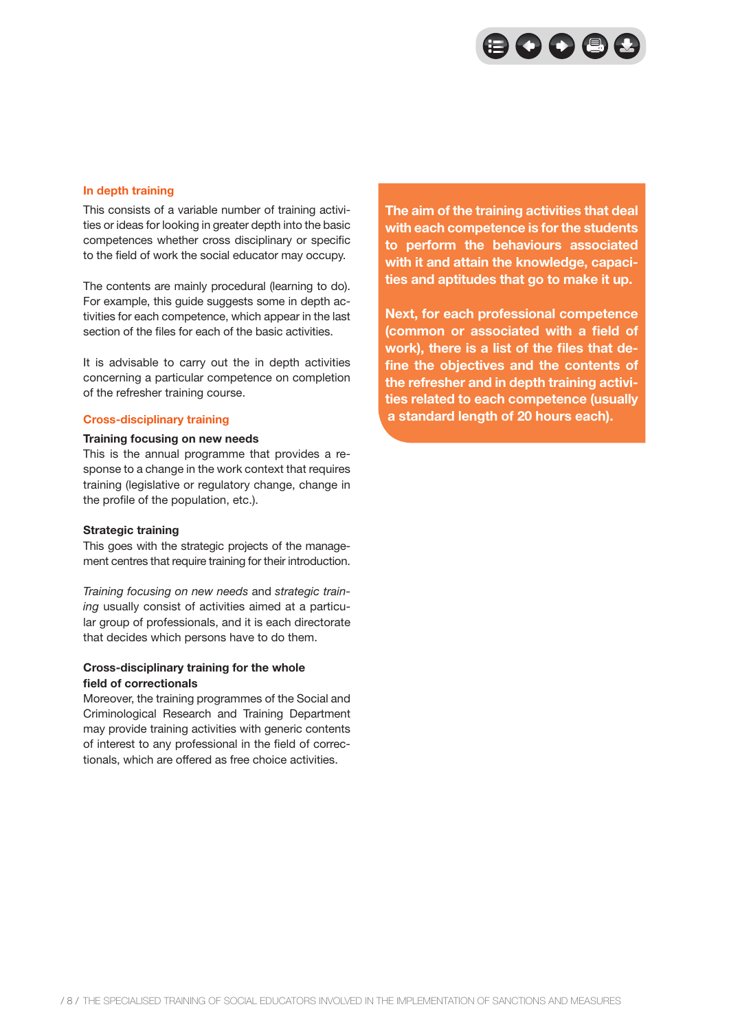### In depth training

This consists of a variable number of training activities or ideas for looking in greater depth into the basic competences whether cross disciplinary or specific to the field of work the social educator may occupy.

The contents are mainly procedural (learning to do). For example, this guide suggests some in depth activities for each competence, which appear in the last section of the files for each of the basic activities.

It is advisable to carry out the in depth activities concerning a particular competence on completion of the refresher training course.

### Cross-disciplinary training

**Training focusing on new needs**
This is the annual programme that provides a response to a change in the work context that requires training (legislative or regulatory change, change in the profile of the population, etc.).

**Strategic training**
This goes with the strategic projects of the management centres that require training for their introduction.

*Training focusing on new needs* and *strategic training* usually consist of activities aimed at a particular group of professionals, and it is each directorate that decides which persons have to do them.

**Cross-disciplinary training for the whole field of correctionals**
Moreover, the training programmes of the Social and Criminological Research and Training Department may provide training activities with generic contents of interest to any professional in the field of correctionals, which are offered as free choice activities.

**The aim of the training activities that deal with each competence is for the students to perform the behaviours associated with it and attain the knowledge, capacities and aptitudes that go to make it up.**

**Next, for each professional competence (common or associated with a field of work), there is a list of the files that define the objectives and the contents of the refresher and in depth training activities related to each competence (usually a standard length of 20 hours each).**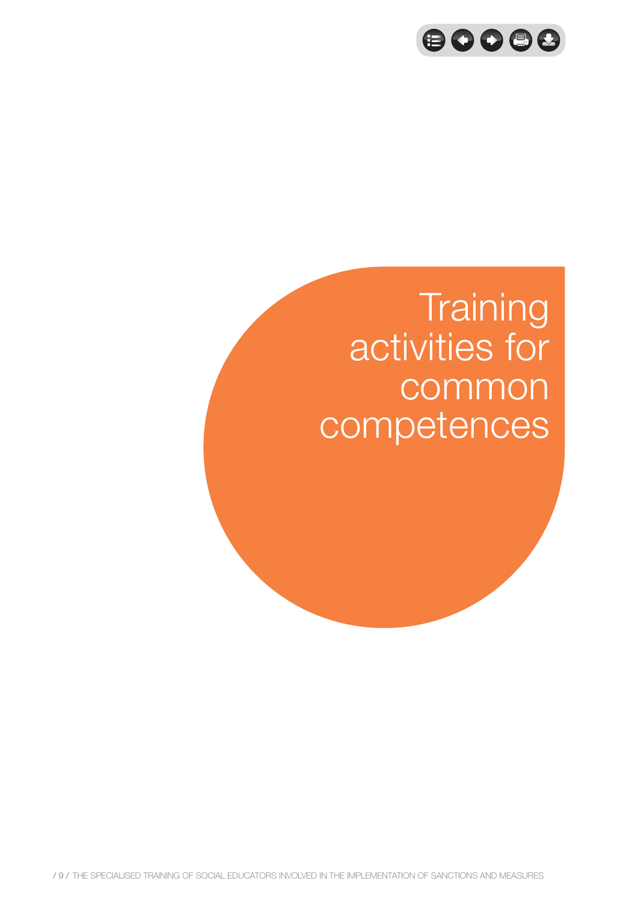# Training activities for common competences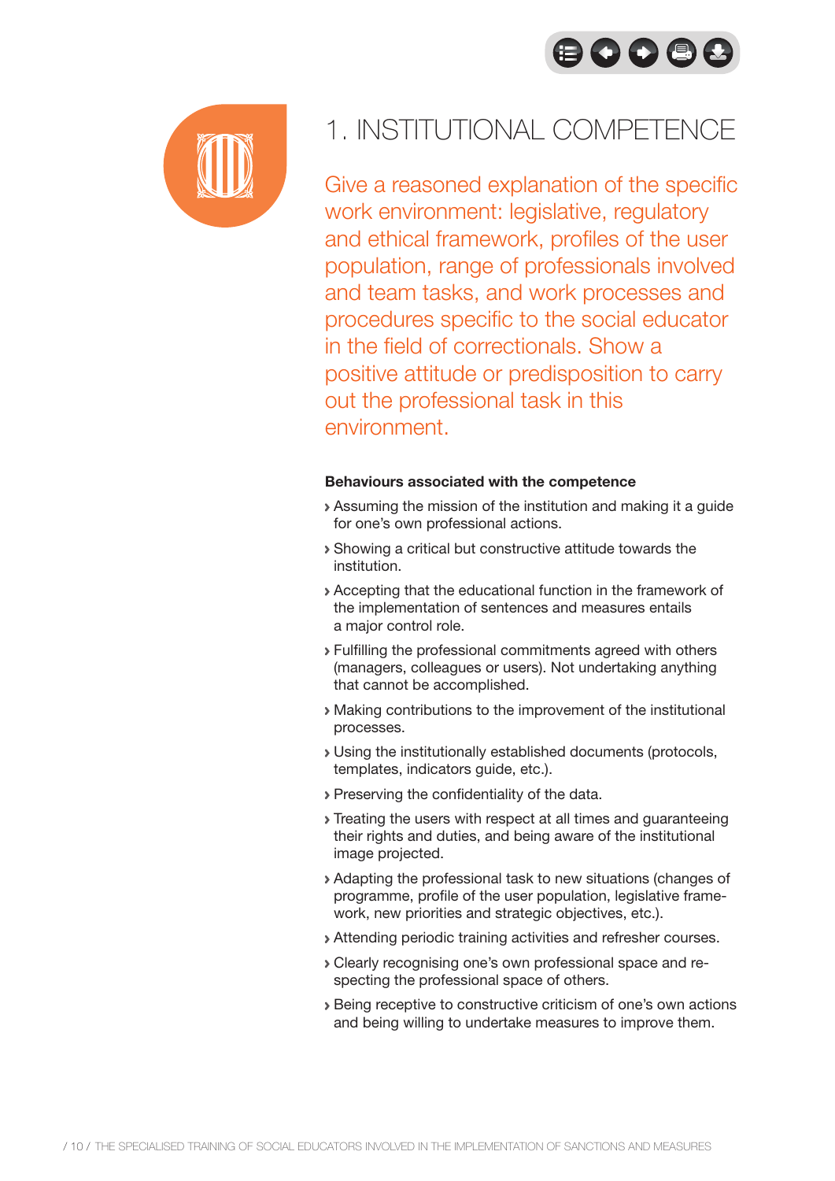# 1. INSTITUTIONAL COMPETENCE

Give a reasoned explanation of the specific work environment: legislative, regulatory and ethical framework, profiles of the user population, range of professionals involved and team tasks, and work processes and procedures specific to the social educator in the field of correctionals. Show a positive attitude or predisposition to carry out the professional task in this environment.

**Behaviours associated with the competence**

- Assuming the mission of the institution and making it a guide for one's own professional actions.
- Showing a critical but constructive attitude towards the institution.
- Accepting that the educational function in the framework of the implementation of sentences and measures entails a major control role.
- Fulfilling the professional commitments agreed with others (managers, colleagues or users). Not undertaking anything that cannot be accomplished.
- Making contributions to the improvement of the institutional processes.
- Using the institutionally established documents (protocols, templates, indicators guide, etc.).
- Preserving the confidentiality of the data.
- Treating the users with respect at all times and guaranteeing their rights and duties, and being aware of the institutional image projected.
- Adapting the professional task to new situations (changes of programme, profile of the user population, legislative framework, new priorities and strategic objectives, etc.).
- Attending periodic training activities and refresher courses.
- Clearly recognising one's own professional space and respecting the professional space of others.
- Being receptive to constructive criticism of one's own actions and being willing to undertake measures to improve them.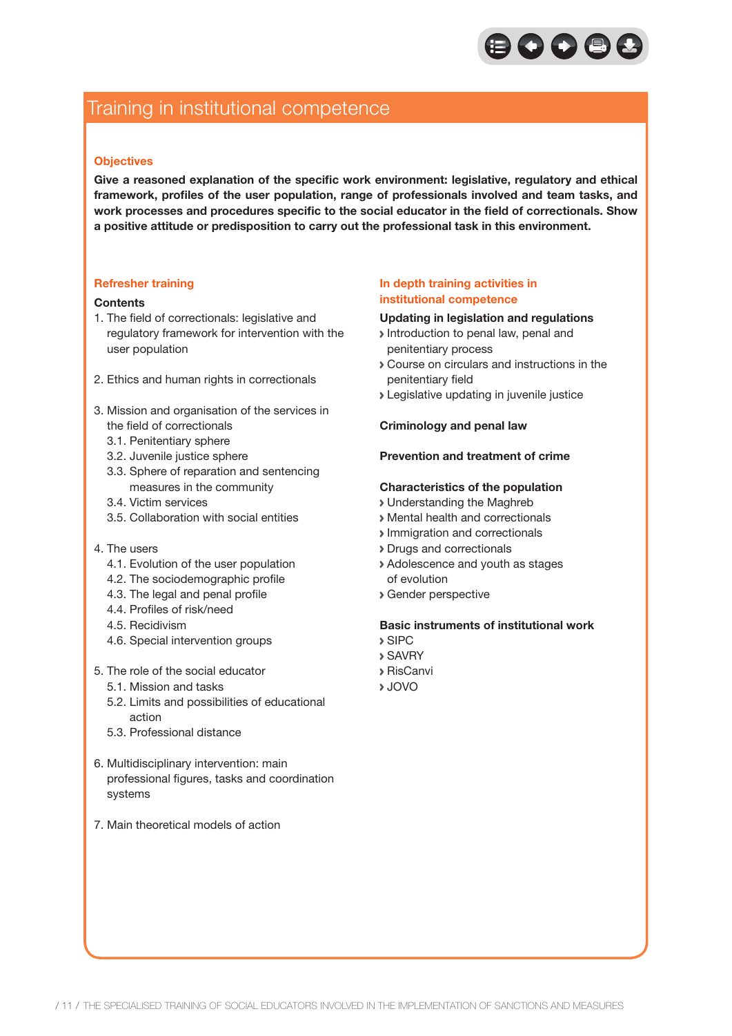# Training in institutional competence

### Objectives

**Give a reasoned explanation of the specific work environment: legislative, regulatory and ethical framework, profiles of the user population, range of professionals involved and team tasks, and work processes and procedures specific to the social educator in the field of correctionals. Show a positive attitude or predisposition to carry out the professional task in this environment.**

### Refresher training

**Contents**

1. The field of correctionals: legislative and regulatory framework for intervention with the user population

2. Ethics and human rights in correctionals

3. Mission and organisation of the services in the field of correctionals
   - 3.1. Penitentiary sphere
   - 3.2. Juvenile justice sphere
   - 3.3. Sphere of reparation and sentencing measures in the community
   - 3.4. Victim services
   - 3.5. Collaboration with social entities

4. The users
   - 4.1. Evolution of the user population
   - 4.2. The sociodemographic profile
   - 4.3. The legal and penal profile
   - 4.4. Profiles of risk/need
   - 4.5. Recidivism
   - 4.6. Special intervention groups

5. The role of the social educator
   - 5.1. Mission and tasks
   - 5.2. Limits and possibilities of educational action
   - 5.3. Professional distance

6. Multidisciplinary intervention: main professional figures, tasks and coordination systems

7. Main theoretical models of action

### In depth training activities in institutional competence

**Updating in legislation and regulations**

- Introduction to penal law, penal and penitentiary process
- Course on circulars and instructions in the penitentiary field
- Legislative updating in juvenile justice

**Criminology and penal law**

**Prevention and treatment of crime**

**Characteristics of the population**

- Understanding the Maghreb
- Mental health and correctionals
- Immigration and correctionals
- Drugs and correctionals
- Adolescence and youth as stages of evolution
- Gender perspective

**Basic instruments of institutional work**

- SIPC
- SAVRY
- RisCanvi
- JOVO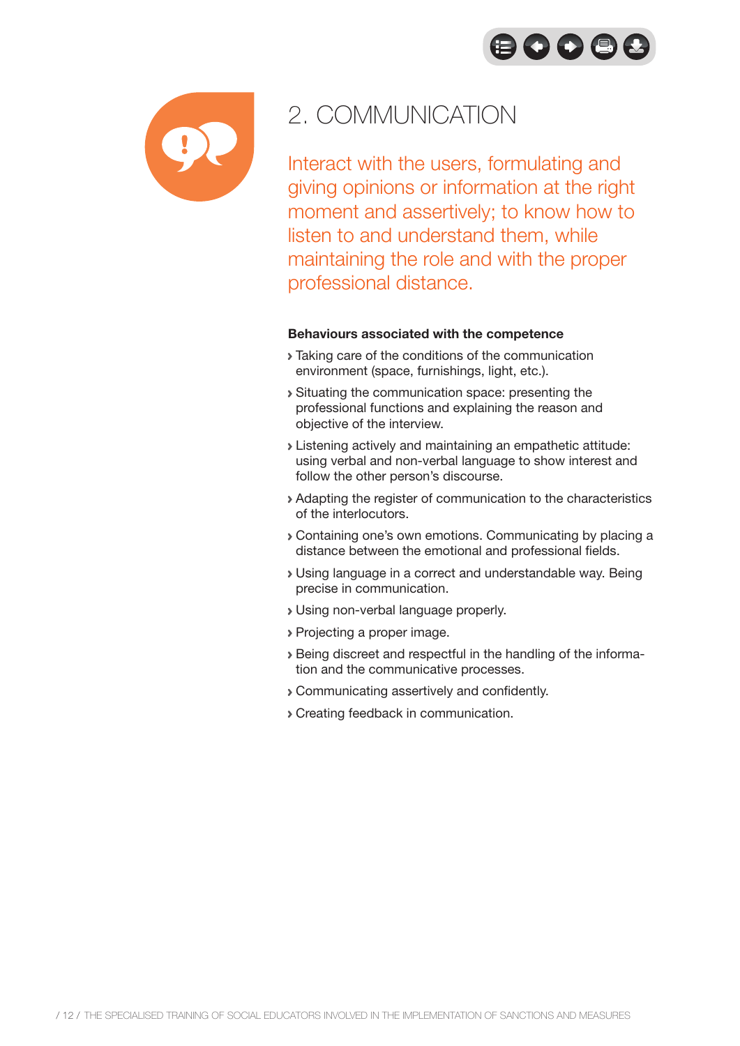# 2. COMMUNICATION

Interact with the users, formulating and giving opinions or information at the right moment and assertively; to know how to listen to and understand them, while maintaining the role and with the proper professional distance.

**Behaviours associated with the competence**

- Taking care of the conditions of the communication environment (space, furnishings, light, etc.).
- Situating the communication space: presenting the professional functions and explaining the reason and objective of the interview.
- Listening actively and maintaining an empathetic attitude: using verbal and non-verbal language to show interest and follow the other person's discourse.
- Adapting the register of communication to the characteristics of the interlocutors.
- Containing one's own emotions. Communicating by placing a distance between the emotional and professional fields.
- Using language in a correct and understandable way. Being precise in communication.
- Using non-verbal language properly.
- Projecting a proper image.
- Being discreet and respectful in the handling of the information and the communicative processes.
- Communicating assertively and confidently.
- Creating feedback in communication.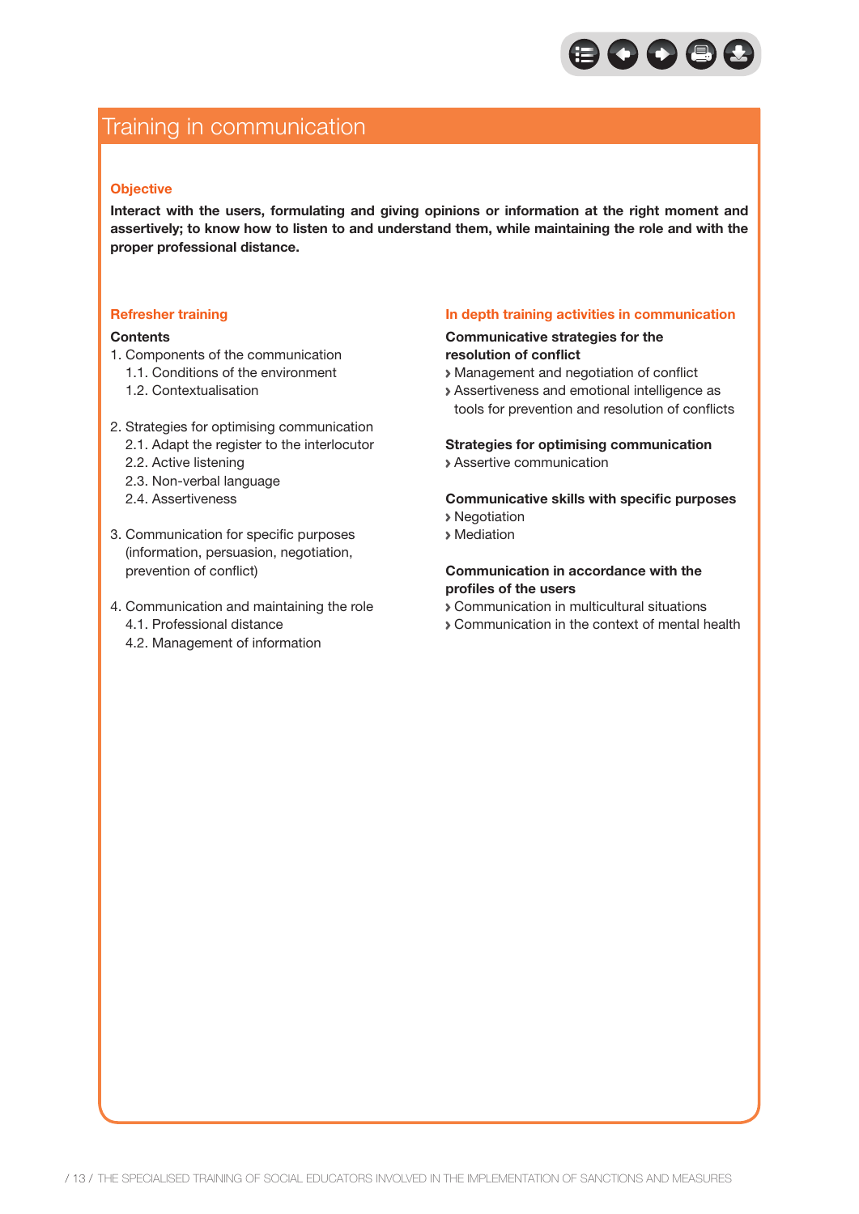# Training in communication

## Objective

**Interact with the users, formulating and giving opinions or information at the right moment and assertively; to know how to listen to and understand them, while maintaining the role and with the proper professional distance.**

## Refresher training

**Contents**

1. Components of the communication
   - 1.1. Conditions of the environment
   - 1.2. Contextualisation
2. Strategies for optimising communication
   - 2.1. Adapt the register to the interlocutor
   - 2.2. Active listening
   - 2.3. Non-verbal language
   - 2.4. Assertiveness
3. Communication for specific purposes (information, persuasion, negotiation, prevention of conflict)
4. Communication and maintaining the role
   - 4.1. Professional distance
   - 4.2. Management of information

## In depth training activities in communication

**Communicative strategies for the resolution of conflict**

- Management and negotiation of conflict
- Assertiveness and emotional intelligence as tools for prevention and resolution of conflicts

**Strategies for optimising communication**

- Assertive communication

**Communicative skills with specific purposes**

- Negotiation
- Mediation

**Communication in accordance with the profiles of the users**

- Communication in multicultural situations
- Communication in the context of mental health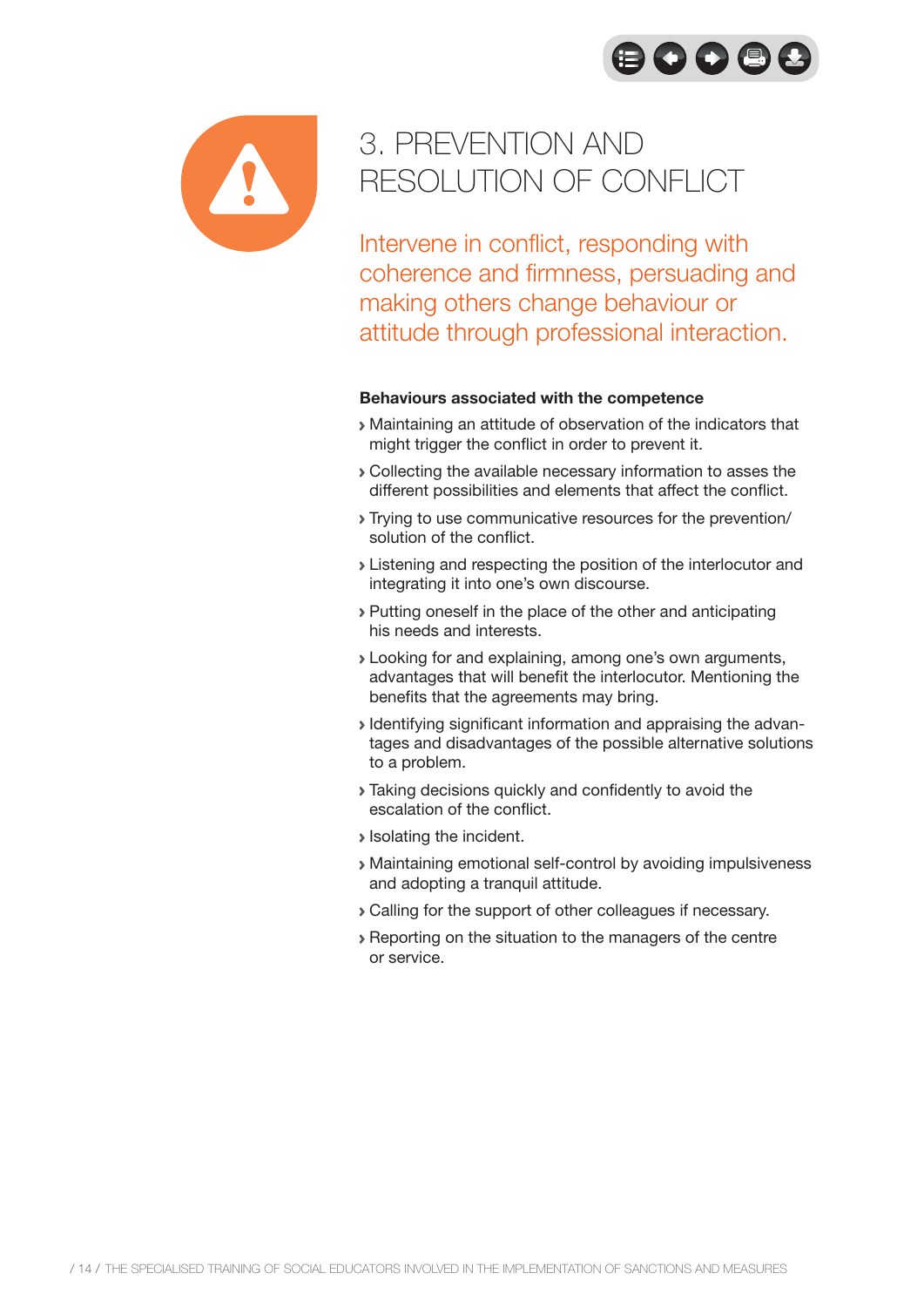# 3. PREVENTION AND RESOLUTION OF CONFLICT

Intervene in conflict, responding with coherence and firmness, persuading and making others change behaviour or attitude through professional interaction.

**Behaviours associated with the competence**

- Maintaining an attitude of observation of the indicators that might trigger the conflict in order to prevent it.
- Collecting the available necessary information to asses the different possibilities and elements that affect the conflict.
- Trying to use communicative resources for the prevention/ solution of the conflict.
- Listening and respecting the position of the interlocutor and integrating it into one's own discourse.
- Putting oneself in the place of the other and anticipating his needs and interests.
- Looking for and explaining, among one's own arguments, advantages that will benefit the interlocutor. Mentioning the benefits that the agreements may bring.
- Identifying significant information and appraising the advantages and disadvantages of the possible alternative solutions to a problem.
- Taking decisions quickly and confidently to avoid the escalation of the conflict.
- Isolating the incident.
- Maintaining emotional self-control by avoiding impulsiveness and adopting a tranquil attitude.
- Calling for the support of other colleagues if necessary.
- Reporting on the situation to the managers of the centre or service.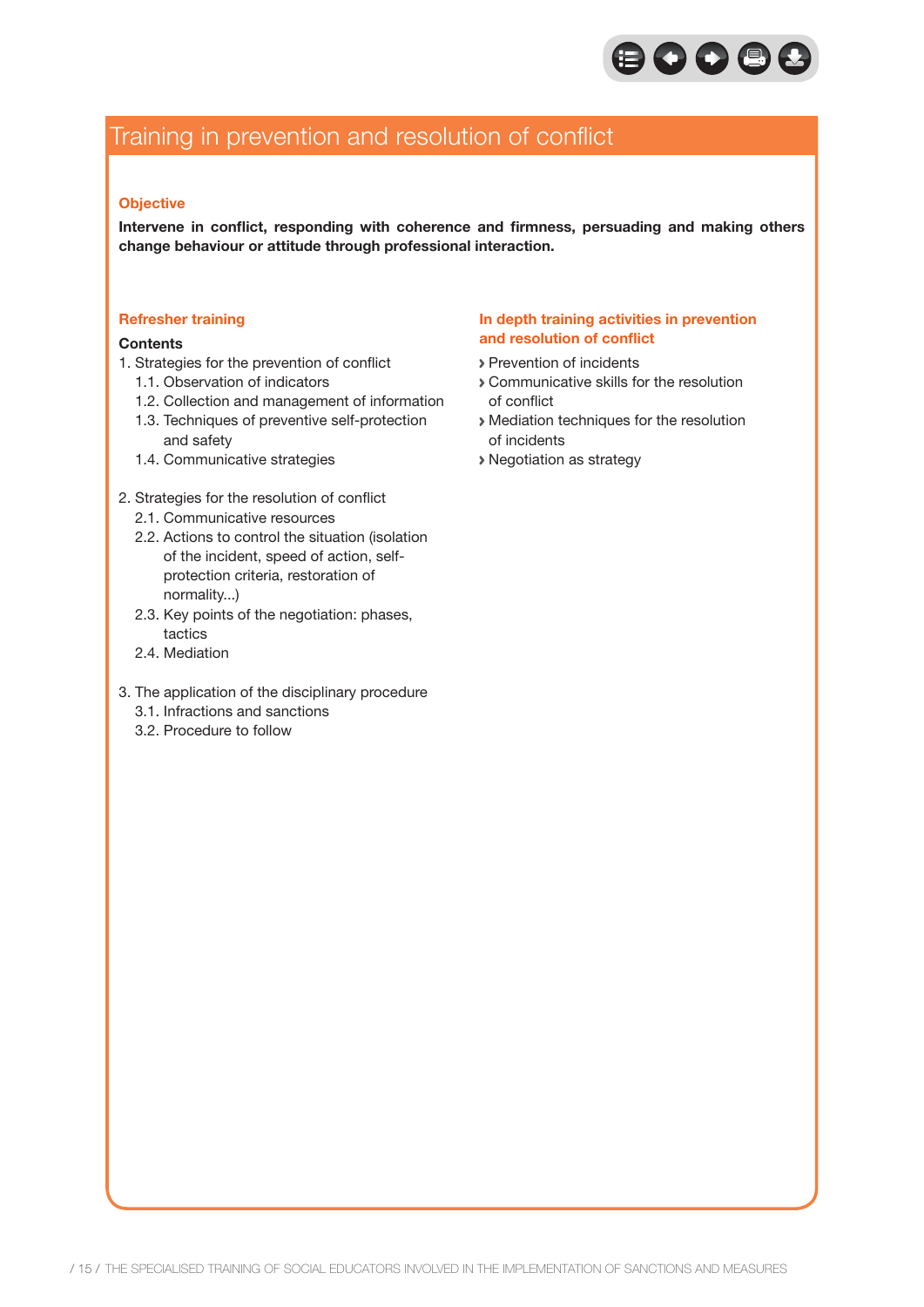## Training in prevention and resolution of conflict

### Objective

**Intervene in conflict, responding with coherence and firmness, persuading and making others change behaviour or attitude through professional interaction.**

### Refresher training

**Contents**

1. Strategies for the prevention of conflict
   - 1.1. Observation of indicators
   - 1.2. Collection and management of information
   - 1.3. Techniques of preventive self-protection and safety
   - 1.4. Communicative strategies

2. Strategies for the resolution of conflict
   - 2.1. Communicative resources
   - 2.2. Actions to control the situation (isolation of the incident, speed of action, self-protection criteria, restoration of normality...)
   - 2.3. Key points of the negotiation: phases, tactics
   - 2.4. Mediation

3. The application of the disciplinary procedure
   - 3.1. Infractions and sanctions
   - 3.2. Procedure to follow

### In depth training activities in prevention and resolution of conflict

- Prevention of incidents
- Communicative skills for the resolution of conflict
- Mediation techniques for the resolution of incidents
- Negotiation as strategy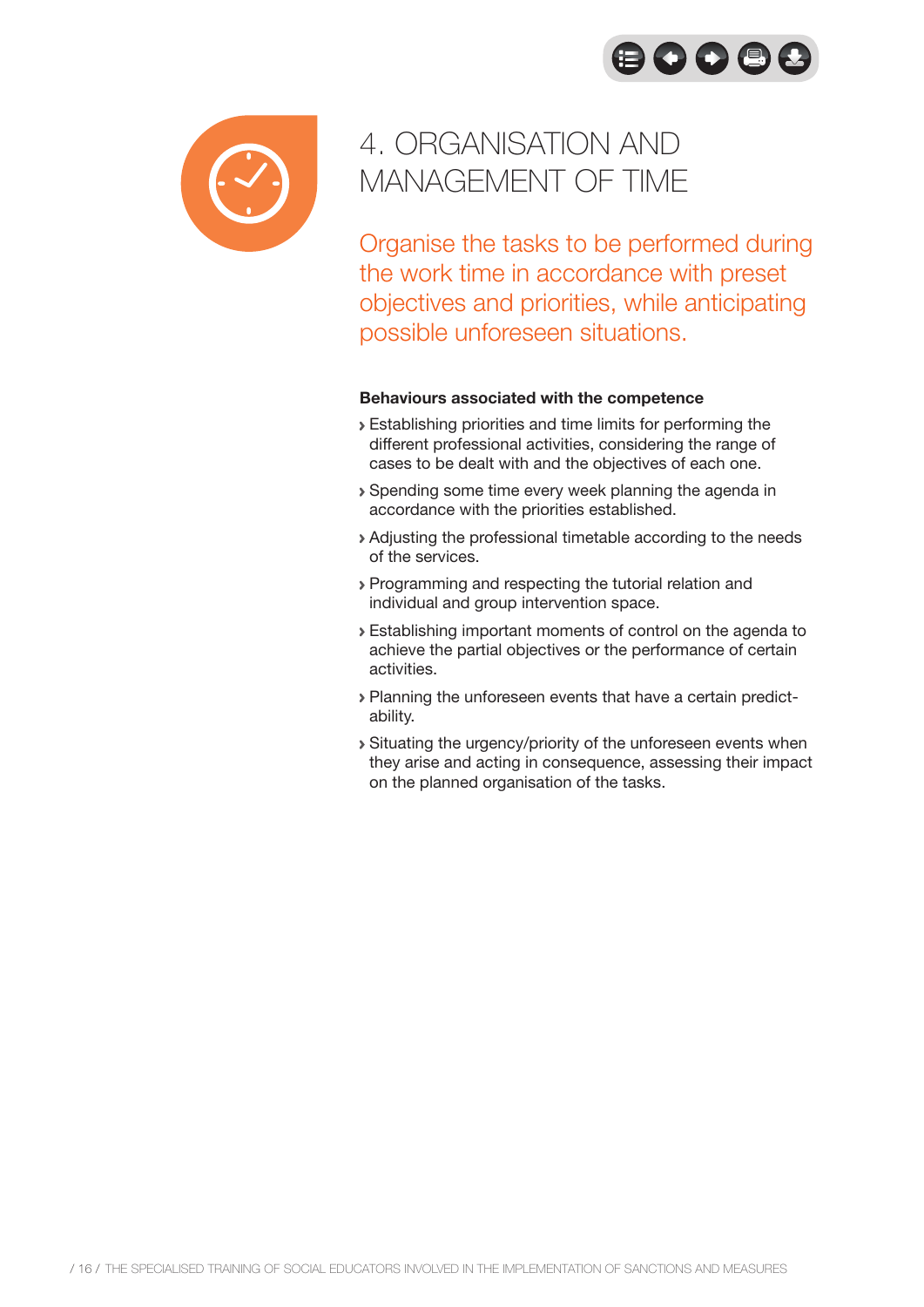# 4. ORGANISATION AND MANAGEMENT OF TIME

Organise the tasks to be performed during the work time in accordance with preset objectives and priorities, while anticipating possible unforeseen situations.

**Behaviours associated with the competence**

- Establishing priorities and time limits for performing the different professional activities, considering the range of cases to be dealt with and the objectives of each one.
- Spending some time every week planning the agenda in accordance with the priorities established.
- Adjusting the professional timetable according to the needs of the services.
- Programming and respecting the tutorial relation and individual and group intervention space.
- Establishing important moments of control on the agenda to achieve the partial objectives or the performance of certain activities.
- Planning the unforeseen events that have a certain predictability.
- Situating the urgency/priority of the unforeseen events when they arise and acting in consequence, assessing their impact on the planned organisation of the tasks.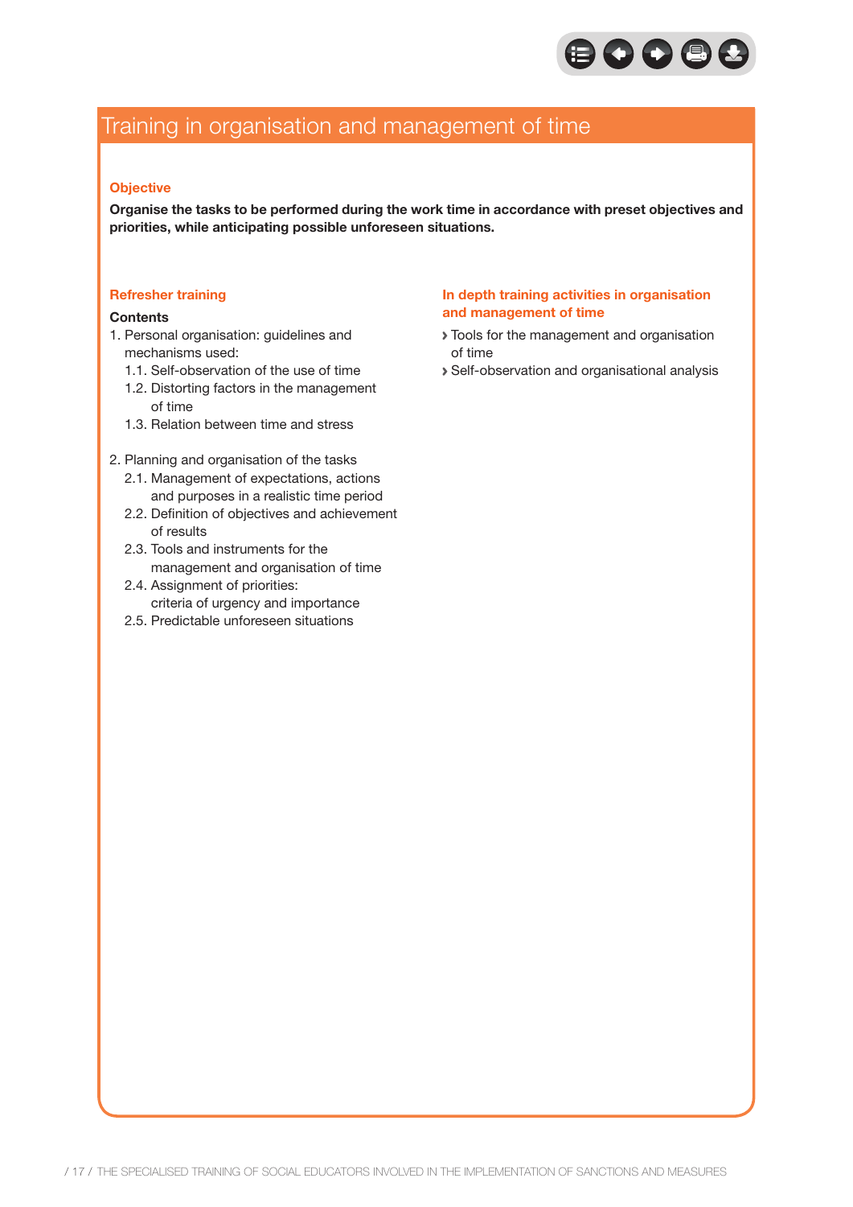# Training in organisation and management of time

### Objective

**Organise the tasks to be performed during the work time in accordance with preset objectives and priorities, while anticipating possible unforeseen situations.**

### Refresher training

**Contents**

1. Personal organisation: guidelines and mechanisms used:
   - 1.1. Self-observation of the use of time
   - 1.2. Distorting factors in the management of time
   - 1.3. Relation between time and stress

2. Planning and organisation of the tasks
   - 2.1. Management of expectations, actions and purposes in a realistic time period
   - 2.2. Definition of objectives and achievement of results
   - 2.3. Tools and instruments for the management and organisation of time
   - 2.4. Assignment of priorities: criteria of urgency and importance
   - 2.5. Predictable unforeseen situations

### In depth training activities in organisation and management of time

- Tools for the management and organisation of time
- Self-observation and organisational analysis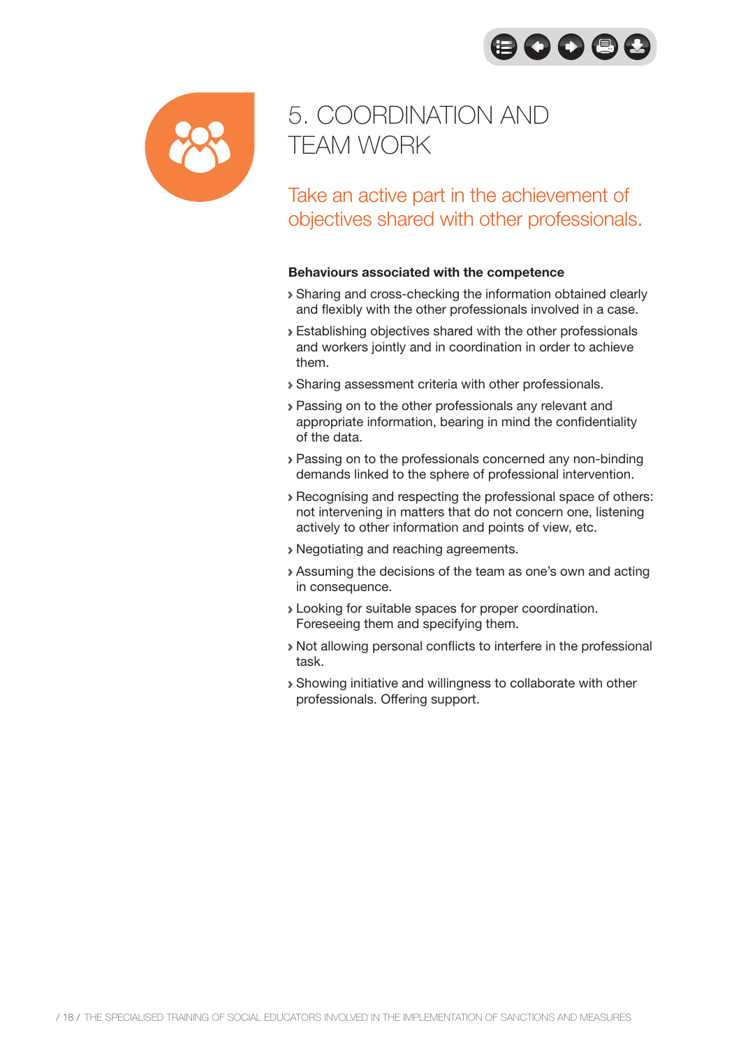# 5. COORDINATION AND TEAM WORK

## Take an active part in the achievement of objectives shared with other professionals.

**Behaviours associated with the competence**

- Sharing and cross-checking the information obtained clearly and flexibly with the other professionals involved in a case.
- Establishing objectives shared with the other professionals and workers jointly and in coordination in order to achieve them.
- Sharing assessment criteria with other professionals.
- Passing on to the other professionals any relevant and appropriate information, bearing in mind the confidentiality of the data.
- Passing on to the professionals concerned any non-binding demands linked to the sphere of professional intervention.
- Recognising and respecting the professional space of others: not intervening in matters that do not concern one, listening actively to other information and points of view, etc.
- Negotiating and reaching agreements.
- Assuming the decisions of the team as one's own and acting in consequence.
- Looking for suitable spaces for proper coordination. Foreseeing them and specifying them.
- Not allowing personal conflicts to interfere in the professional task.
- Showing initiative and willingness to collaborate with other professionals. Offering support.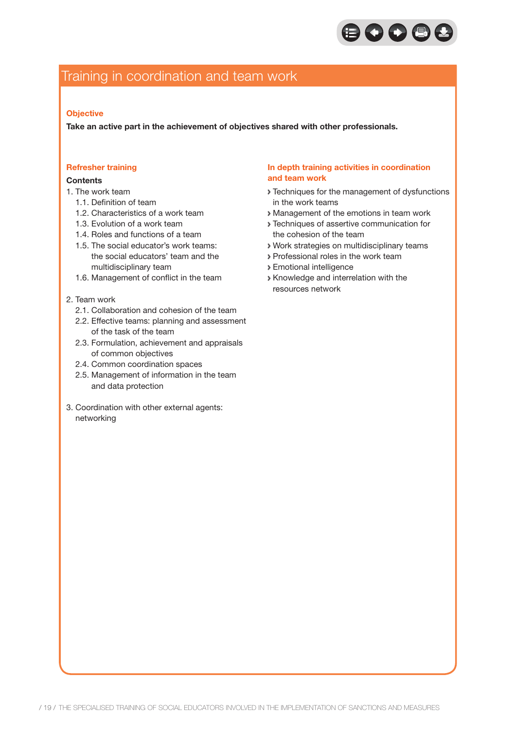# Training in coordination and team work

### Objective

**Take an active part in the achievement of objectives shared with other professionals.**

### Refresher training

**Contents**

1. The work team
    - 1.1. Definition of team
    - 1.2. Characteristics of a work team
    - 1.3. Evolution of a work team
    - 1.4. Roles and functions of a team
    - 1.5. The social educator's work teams: the social educators' team and the multidisciplinary team
    - 1.6. Management of conflict in the team

2. Team work
    - 2.1. Collaboration and cohesion of the team
    - 2.2. Effective teams: planning and assessment of the task of the team
    - 2.3. Formulation, achievement and appraisals of common objectives
    - 2.4. Common coordination spaces
    - 2.5. Management of information in the team and data protection

3. Coordination with other external agents: networking

### In depth training activities in coordination and team work

- Techniques for the management of dysfunctions in the work teams
- Management of the emotions in team work
- Techniques of assertive communication for the cohesion of the team
- Work strategies on multidisciplinary teams
- Professional roles in the work team
- Emotional intelligence
- Knowledge and interrelation with the resources network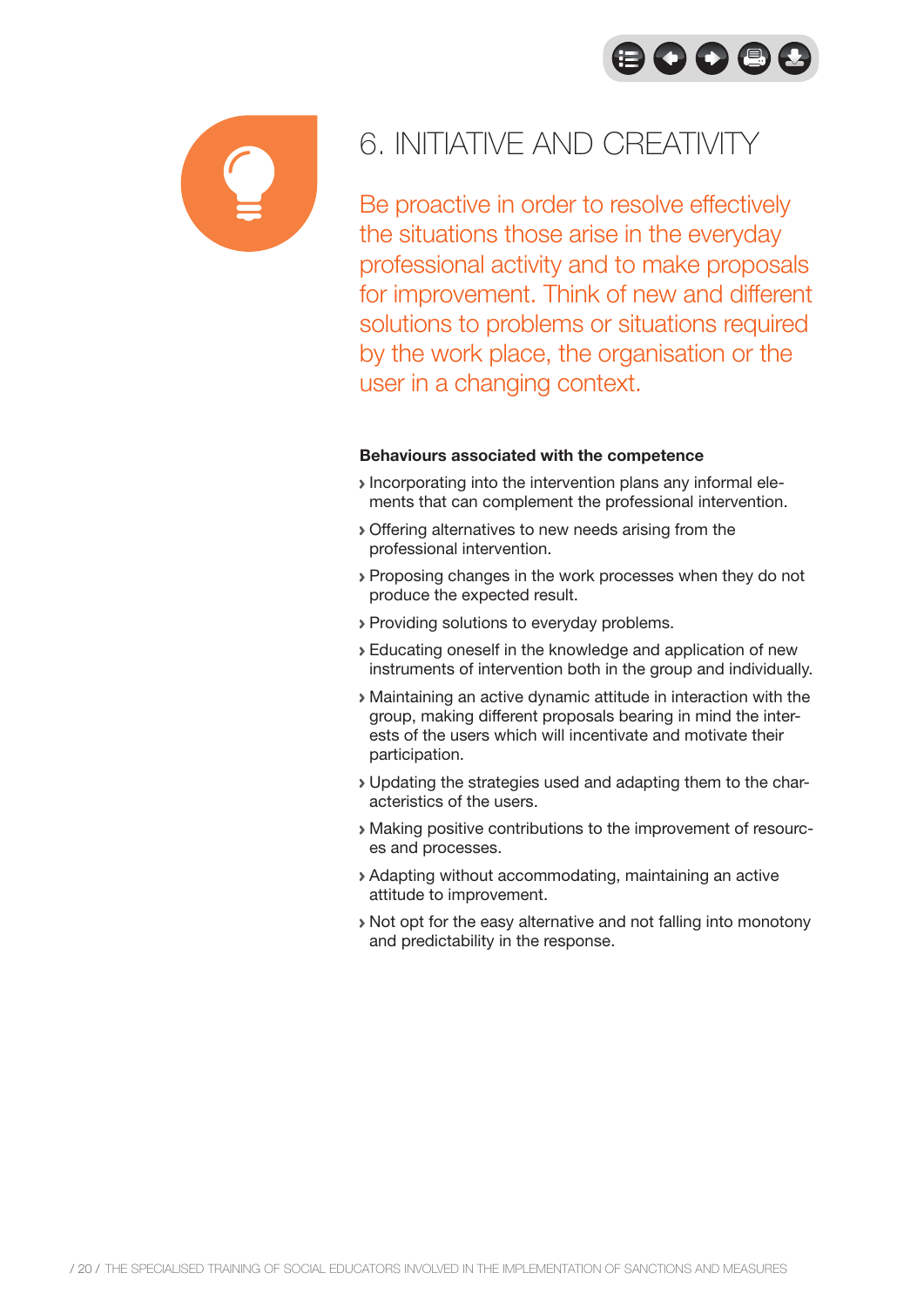# 6. INITIATIVE AND CREATIVITY

Be proactive in order to resolve effectively the situations those arise in the everyday professional activity and to make proposals for improvement. Think of new and different solutions to problems or situations required by the work place, the organisation or the user in a changing context.

**Behaviours associated with the competence**

- Incorporating into the intervention plans any informal elements that can complement the professional intervention.
- Offering alternatives to new needs arising from the professional intervention.
- Proposing changes in the work processes when they do not produce the expected result.
- Providing solutions to everyday problems.
- Educating oneself in the knowledge and application of new instruments of intervention both in the group and individually.
- Maintaining an active dynamic attitude in interaction with the group, making different proposals bearing in mind the interests of the users which will incentivate and motivate their participation.
- Updating the strategies used and adapting them to the characteristics of the users.
- Making positive contributions to the improvement of resources and processes.
- Adapting without accommodating, maintaining an active attitude to improvement.
- Not opt for the easy alternative and not falling into monotony and predictability in the response.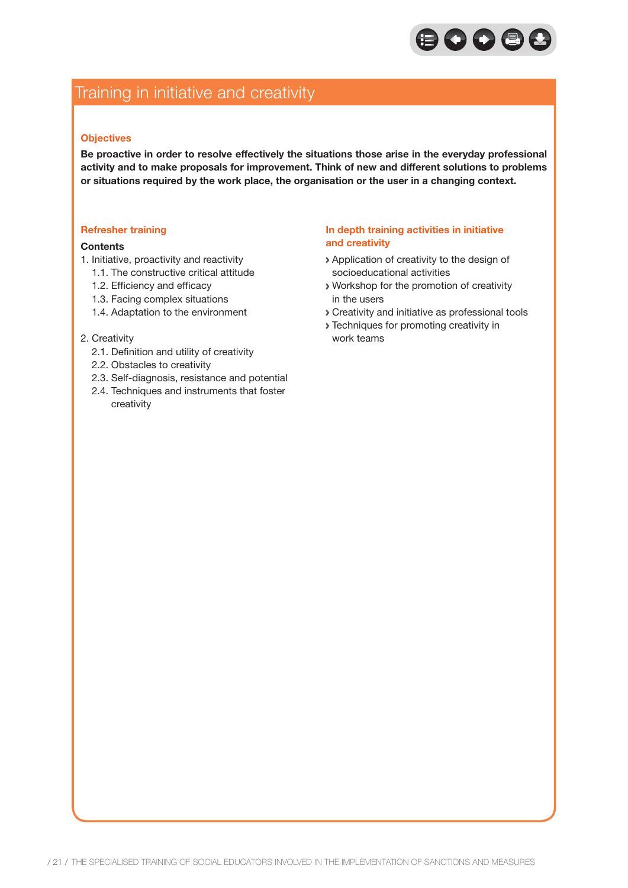# Training in initiative and creativity

### Objectives

**Be proactive in order to resolve effectively the situations those arise in the everyday professional activity and to make proposals for improvement. Think of new and different solutions to problems or situations required by the work place, the organisation or the user in a changing context.**

### Refresher training

**Contents**

1. Initiative, proactivity and reactivity
   - 1.1. The constructive critical attitude
   - 1.2. Efficiency and efficacy
   - 1.3. Facing complex situations
   - 1.4. Adaptation to the environment

2. Creativity
   - 2.1. Definition and utility of creativity
   - 2.2. Obstacles to creativity
   - 2.3. Self-diagnosis, resistance and potential
   - 2.4. Techniques and instruments that foster creativity

### In depth training activities in initiative and creativity

- Application of creativity to the design of socioeducational activities
- Workshop for the promotion of creativity in the users
- Creativity and initiative as professional tools
- Techniques for promoting creativity in work teams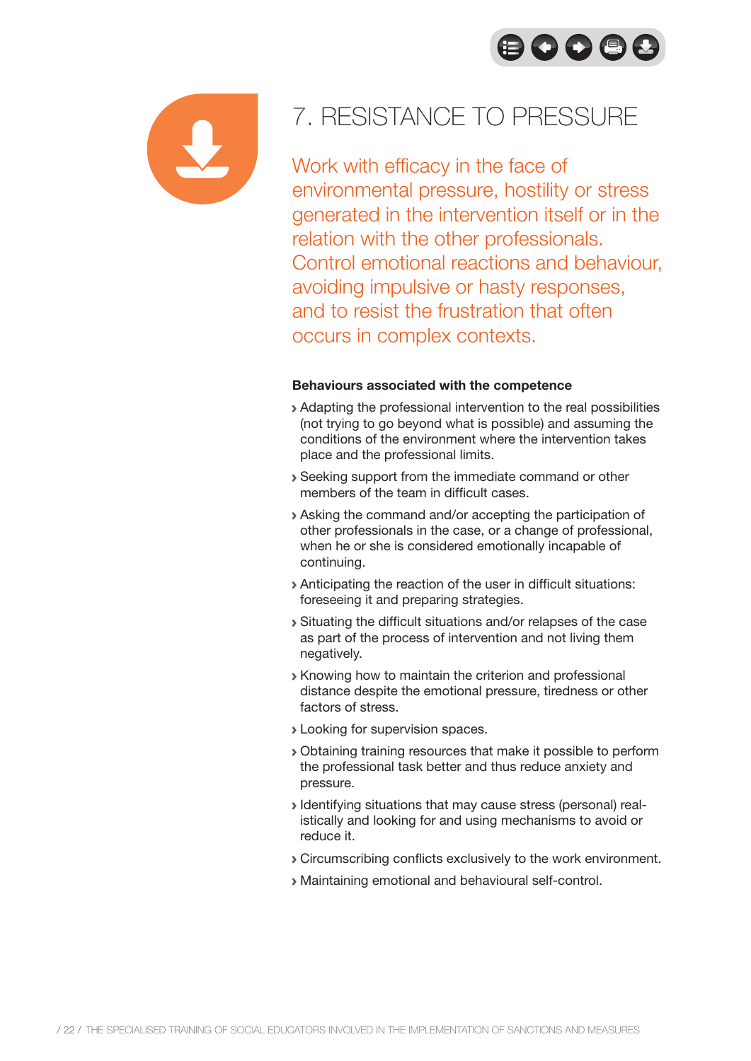# 7. RESISTANCE TO PRESSURE

Work with efficacy in the face of environmental pressure, hostility or stress generated in the intervention itself or in the relation with the other professionals. Control emotional reactions and behaviour, avoiding impulsive or hasty responses, and to resist the frustration that often occurs in complex contexts.

**Behaviours associated with the competence**

- Adapting the professional intervention to the real possibilities (not trying to go beyond what is possible) and assuming the conditions of the environment where the intervention takes place and the professional limits.
- Seeking support from the immediate command or other members of the team in difficult cases.
- Asking the command and/or accepting the participation of other professionals in the case, or a change of professional, when he or she is considered emotionally incapable of continuing.
- Anticipating the reaction of the user in difficult situations: foreseeing it and preparing strategies.
- Situating the difficult situations and/or relapses of the case as part of the process of intervention and not living them negatively.
- Knowing how to maintain the criterion and professional distance despite the emotional pressure, tiredness or other factors of stress.
- Looking for supervision spaces.
- Obtaining training resources that make it possible to perform the professional task better and thus reduce anxiety and pressure.
- Identifying situations that may cause stress (personal) realistically and looking for and using mechanisms to avoid or reduce it.
- Circumscribing conflicts exclusively to the work environment.
- Maintaining emotional and behavioural self-control.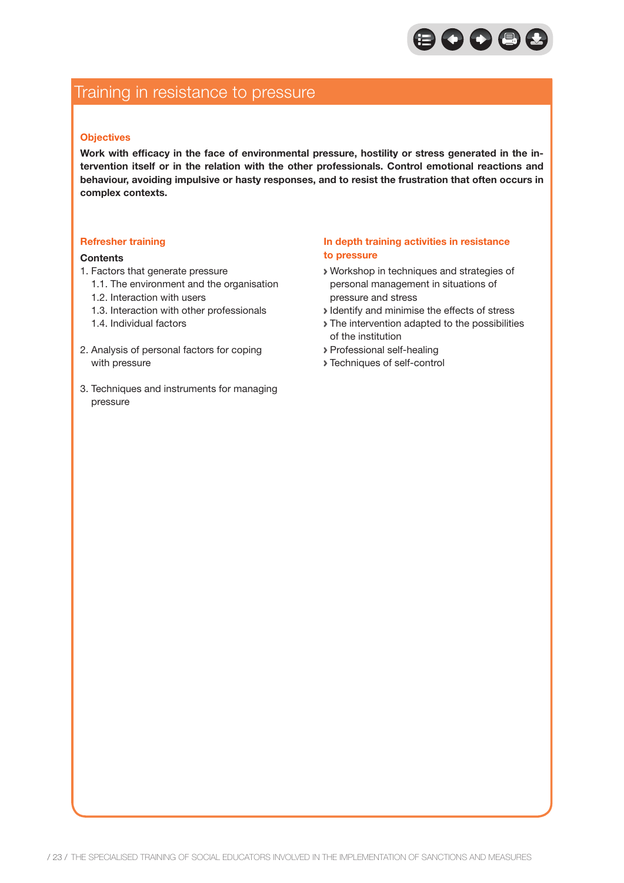# Training in resistance to pressure

### Objectives

**Work with efficacy in the face of environmental pressure, hostility or stress generated in the intervention itself or in the relation with the other professionals. Control emotional reactions and behaviour, avoiding impulsive or hasty responses, and to resist the frustration that often occurs in complex contexts.**

### Refresher training

**Contents**

1. Factors that generate pressure
   - 1.1. The environment and the organisation
   - 1.2. Interaction with users
   - 1.3. Interaction with other professionals
   - 1.4. Individual factors

2. Analysis of personal factors for coping with pressure

3. Techniques and instruments for managing pressure

### In depth training activities in resistance to pressure

- Workshop in techniques and strategies of personal management in situations of pressure and stress
- Identify and minimise the effects of stress
- The intervention adapted to the possibilities of the institution
- Professional self-healing
- Techniques of self-control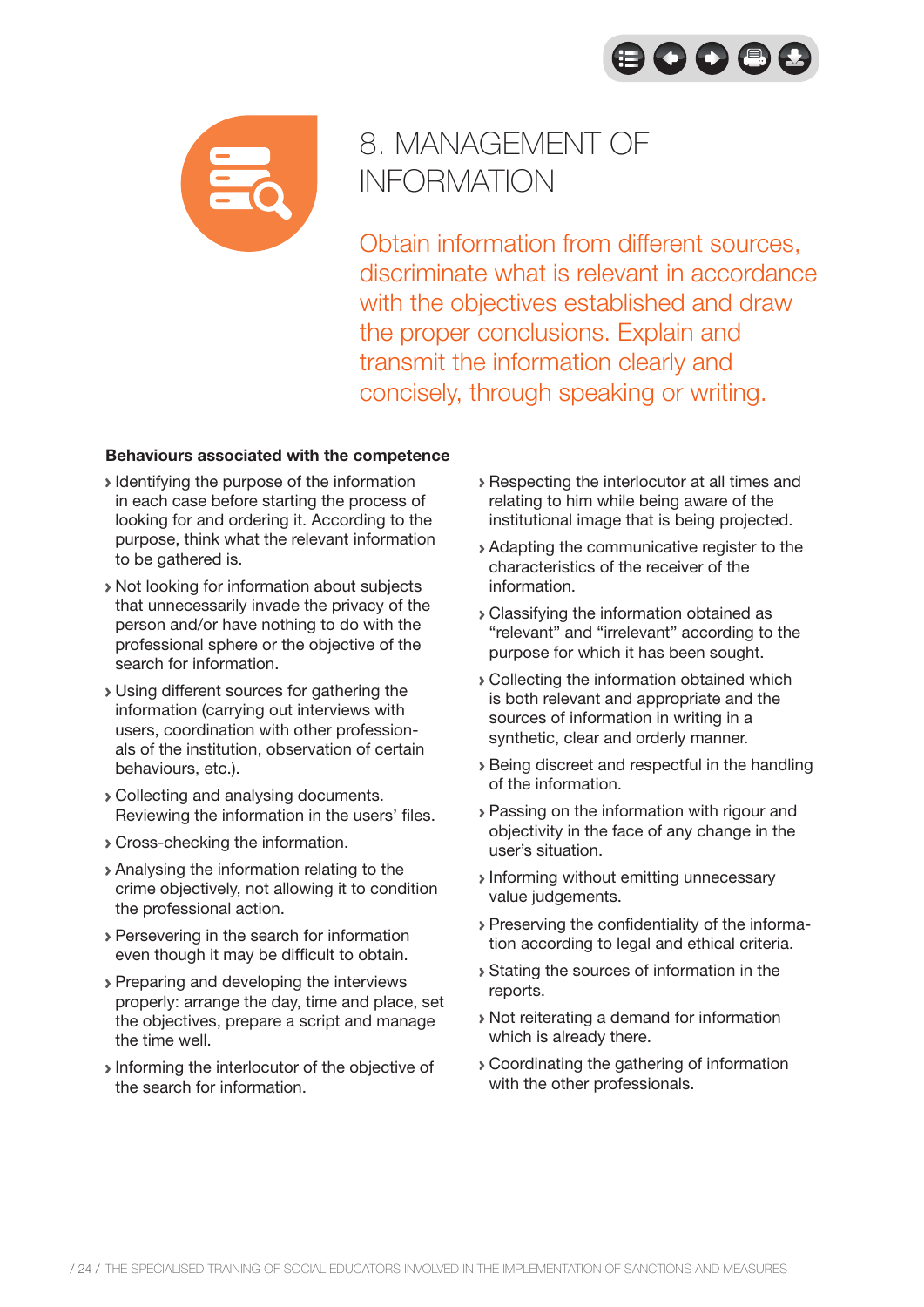# 8. MANAGEMENT OF INFORMATION

Obtain information from different sources, discriminate what is relevant in accordance with the objectives established and draw the proper conclusions. Explain and transmit the information clearly and concisely, through speaking or writing.

**Behaviours associated with the competence**

- Identifying the purpose of the information in each case before starting the process of looking for and ordering it. According to the purpose, think what the relevant information to be gathered is.
- Not looking for information about subjects that unnecessarily invade the privacy of the person and/or have nothing to do with the professional sphere or the objective of the search for information.
- Using different sources for gathering the information (carrying out interviews with users, coordination with other professionals of the institution, observation of certain behaviours, etc.).
- Collecting and analysing documents. Reviewing the information in the users' files.
- Cross-checking the information.
- Analysing the information relating to the crime objectively, not allowing it to condition the professional action.
- Persevering in the search for information even though it may be difficult to obtain.
- Preparing and developing the interviews properly: arrange the day, time and place, set the objectives, prepare a script and manage the time well.
- Informing the interlocutor of the objective of the search for information.
- Respecting the interlocutor at all times and relating to him while being aware of the institutional image that is being projected.
- Adapting the communicative register to the characteristics of the receiver of the information.
- Classifying the information obtained as "relevant" and "irrelevant" according to the purpose for which it has been sought.
- Collecting the information obtained which is both relevant and appropriate and the sources of information in writing in a synthetic, clear and orderly manner.
- Being discreet and respectful in the handling of the information.
- Passing on the information with rigour and objectivity in the face of any change in the user's situation.
- Informing without emitting unnecessary value judgements.
- Preserving the confidentiality of the information according to legal and ethical criteria.
- Stating the sources of information in the reports.
- Not reiterating a demand for information which is already there.
- Coordinating the gathering of information with the other professionals.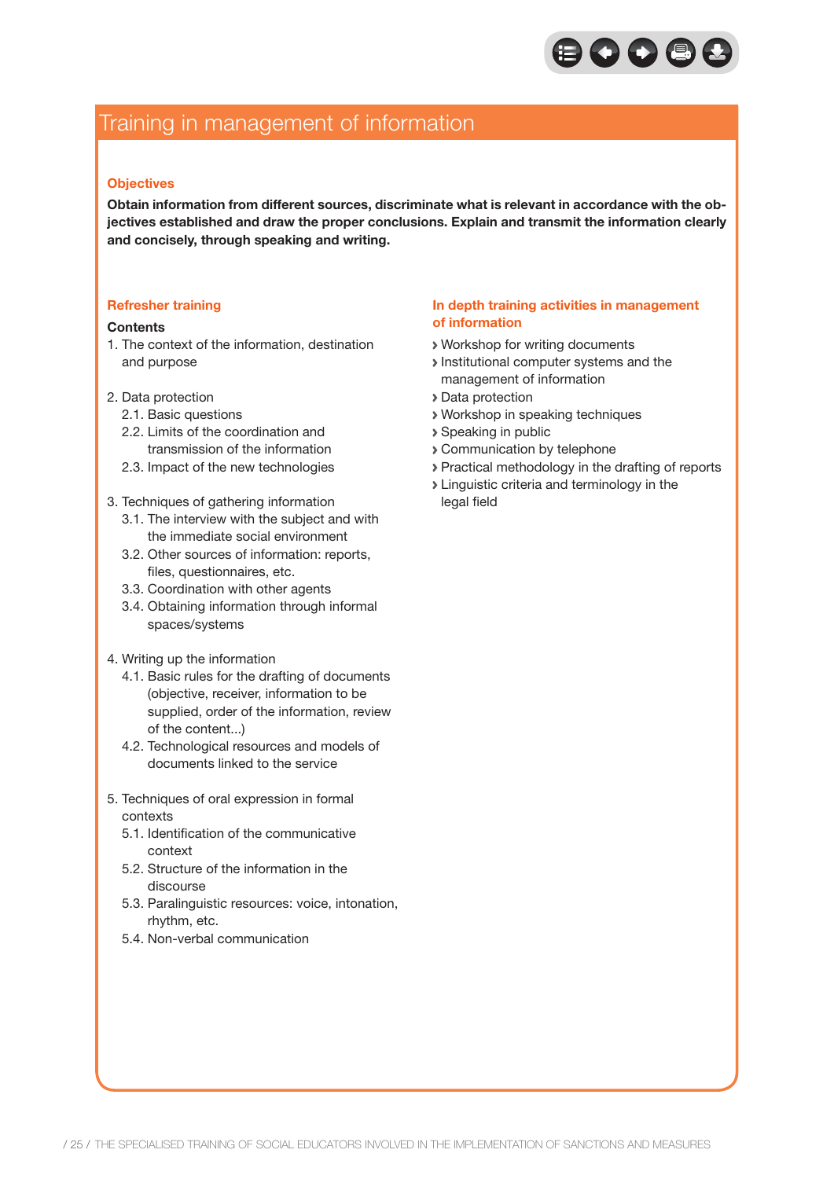# Training in management of information

### Objectives

**Obtain information from different sources, discriminate what is relevant in accordance with the objectives established and draw the proper conclusions. Explain and transmit the information clearly and concisely, through speaking and writing.**

### Refresher training

**Contents**

1. The context of the information, destination and purpose
2. Data protection
    - 2.1. Basic questions
    - 2.2. Limits of the coordination and transmission of the information
    - 2.3. Impact of the new technologies
3. Techniques of gathering information
    - 3.1. The interview with the subject and with the immediate social environment
    - 3.2. Other sources of information: reports, files, questionnaires, etc.
    - 3.3. Coordination with other agents
    - 3.4. Obtaining information through informal spaces/systems
4. Writing up the information
    - 4.1. Basic rules for the drafting of documents (objective, receiver, information to be supplied, order of the information, review of the content...)
    - 4.2. Technological resources and models of documents linked to the service
5. Techniques of oral expression in formal contexts
    - 5.1. Identification of the communicative context
    - 5.2. Structure of the information in the discourse
    - 5.3. Paralinguistic resources: voice, intonation, rhythm, etc.
    - 5.4. Non-verbal communication

### In depth training activities in management of information

- Workshop for writing documents
- Institutional computer systems and the management of information
- Data protection
- Workshop in speaking techniques
- Speaking in public
- Communication by telephone
- Practical methodology in the drafting of reports
- Linguistic criteria and terminology in the legal field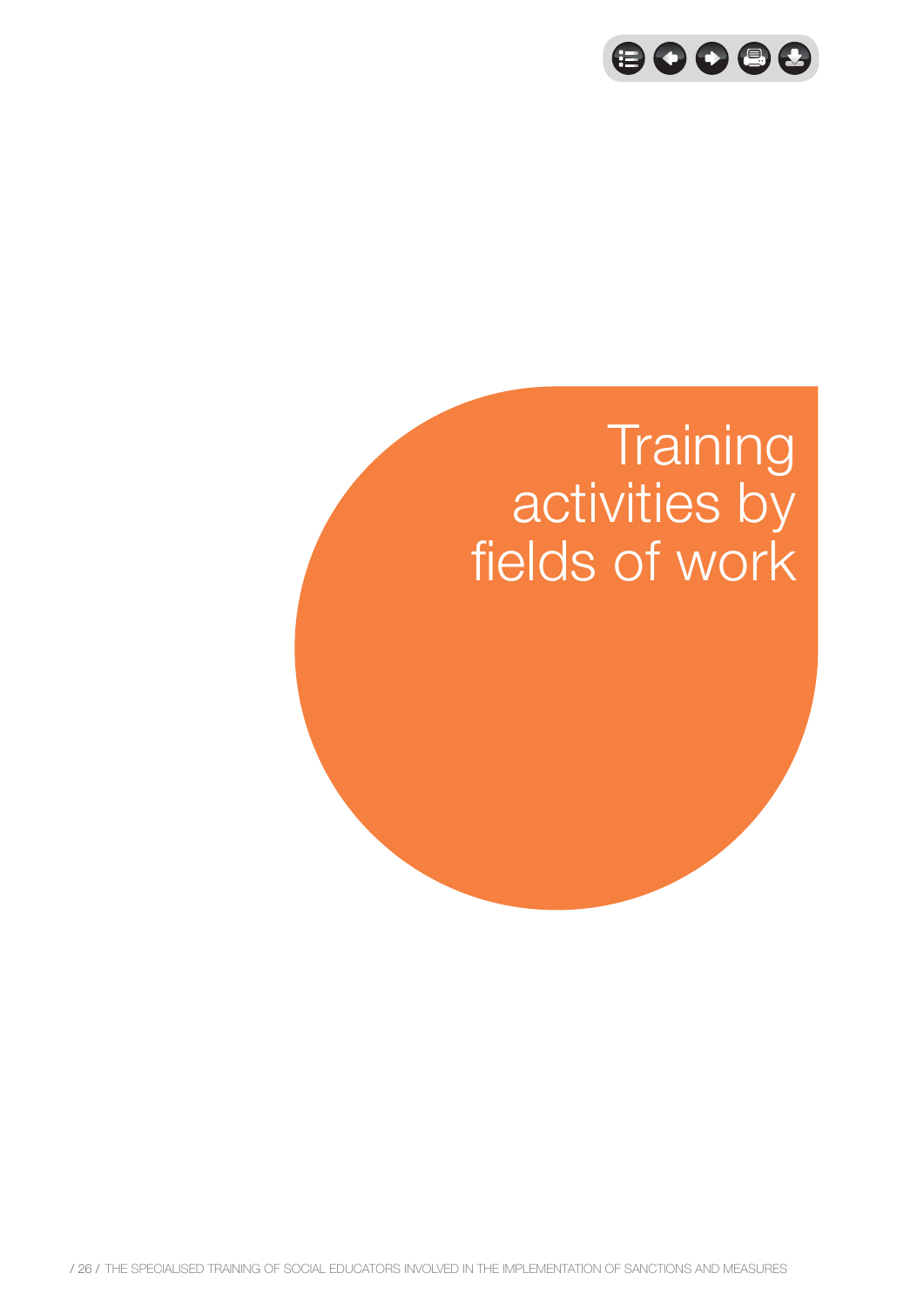# Training activities by fields of work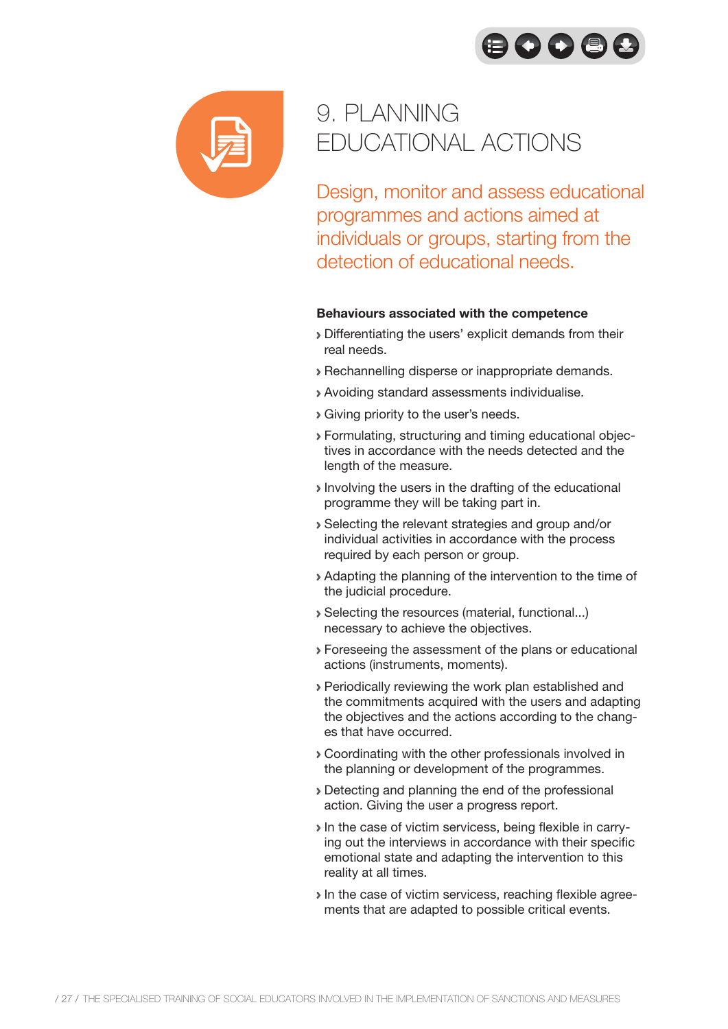# 9. PLANNING EDUCATIONAL ACTIONS

Design, monitor and assess educational programmes and actions aimed at individuals or groups, starting from the detection of educational needs.

**Behaviours associated with the competence**

- Differentiating the users' explicit demands from their real needs.
- Rechannelling disperse or inappropriate demands.
- Avoiding standard assessments individualise.
- Giving priority to the user's needs.
- Formulating, structuring and timing educational objectives in accordance with the needs detected and the length of the measure.
- Involving the users in the drafting of the educational programme they will be taking part in.
- Selecting the relevant strategies and group and/or individual activities in accordance with the process required by each person or group.
- Adapting the planning of the intervention to the time of the judicial procedure.
- Selecting the resources (material, functional...) necessary to achieve the objectives.
- Foreseeing the assessment of the plans or educational actions (instruments, moments).
- Periodically reviewing the work plan established and the commitments acquired with the users and adapting the objectives and the actions according to the changes that have occurred.
- Coordinating with the other professionals involved in the planning or development of the programmes.
- Detecting and planning the end of the professional action. Giving the user a progress report.
- In the case of victim servicess, being flexible in carrying out the interviews in accordance with their specific emotional state and adapting the intervention to this reality at all times.
- In the case of victim servicess, reaching flexible agreements that are adapted to possible critical events.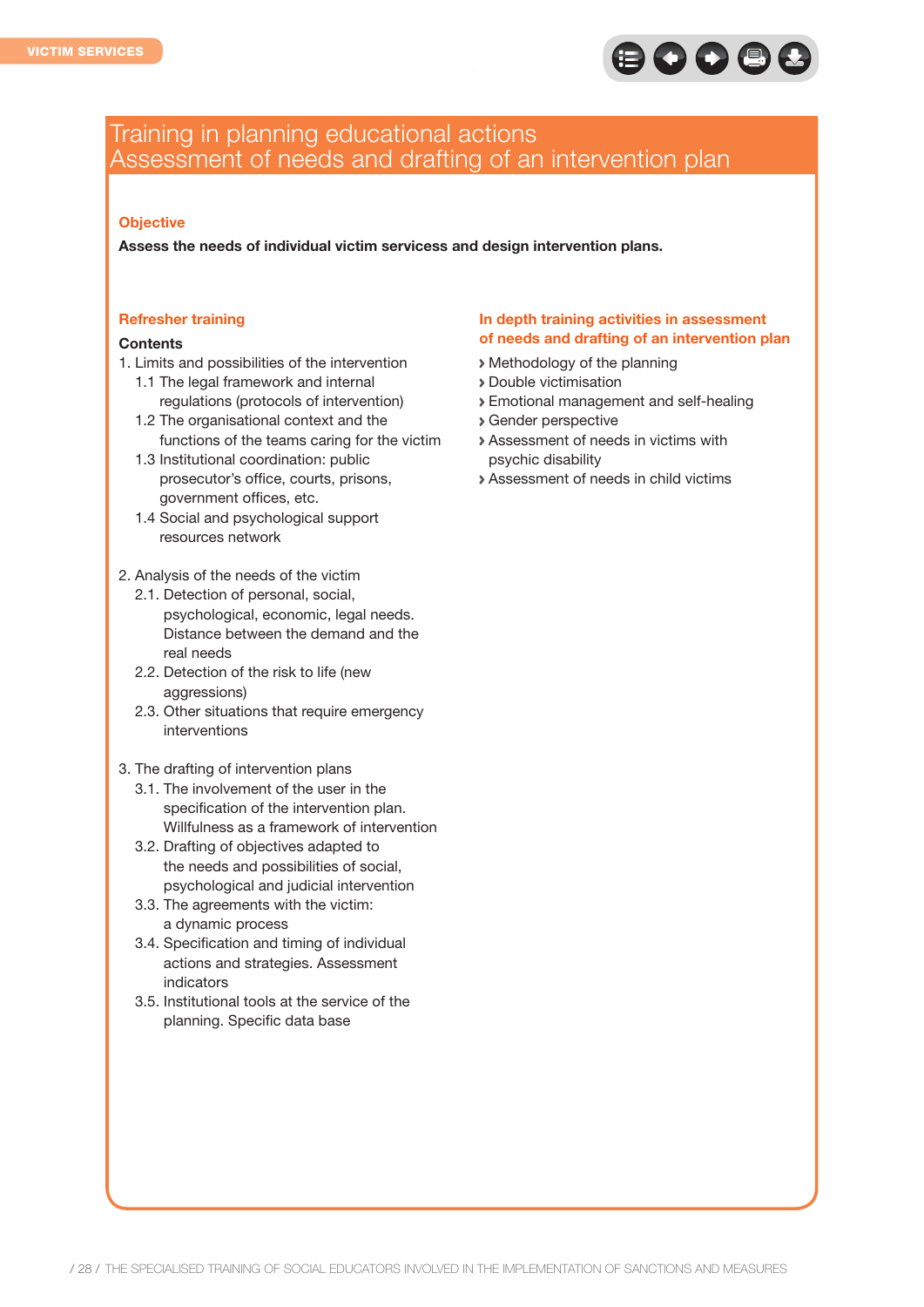# Training in planning educational actions
# Assessment of needs and drafting of an intervention plan

## Objective

**Assess the needs of individual victim servicess and design intervention plans.**

## Refresher training

**Contents**

1. Limits and possibilities of the intervention
   - 1.1 The legal framework and internal regulations (protocols of intervention)
   - 1.2 The organisational context and the functions of the teams caring for the victim
   - 1.3 Institutional coordination: public prosecutor's office, courts, prisons, government offices, etc.
   - 1.4 Social and psychological support resources network

2. Analysis of the needs of the victim
   - 2.1. Detection of personal, social, psychological, economic, legal needs. Distance between the demand and the real needs
   - 2.2. Detection of the risk to life (new aggressions)
   - 2.3. Other situations that require emergency interventions

3. The drafting of intervention plans
   - 3.1. The involvement of the user in the specification of the intervention plan. Willfulness as a framework of intervention
   - 3.2. Drafting of objectives adapted to the needs and possibilities of social, psychological and judicial intervention
   - 3.3. The agreements with the victim: a dynamic process
   - 3.4. Specification and timing of individual actions and strategies. Assessment indicators
   - 3.5. Institutional tools at the service of the planning. Specific data base

## In depth training activities in assessment of needs and drafting of an intervention plan

- Methodology of the planning
- Double victimisation
- Emotional management and self-healing
- Gender perspective
- Assessment of needs in victims with psychic disability
- Assessment of needs in child victims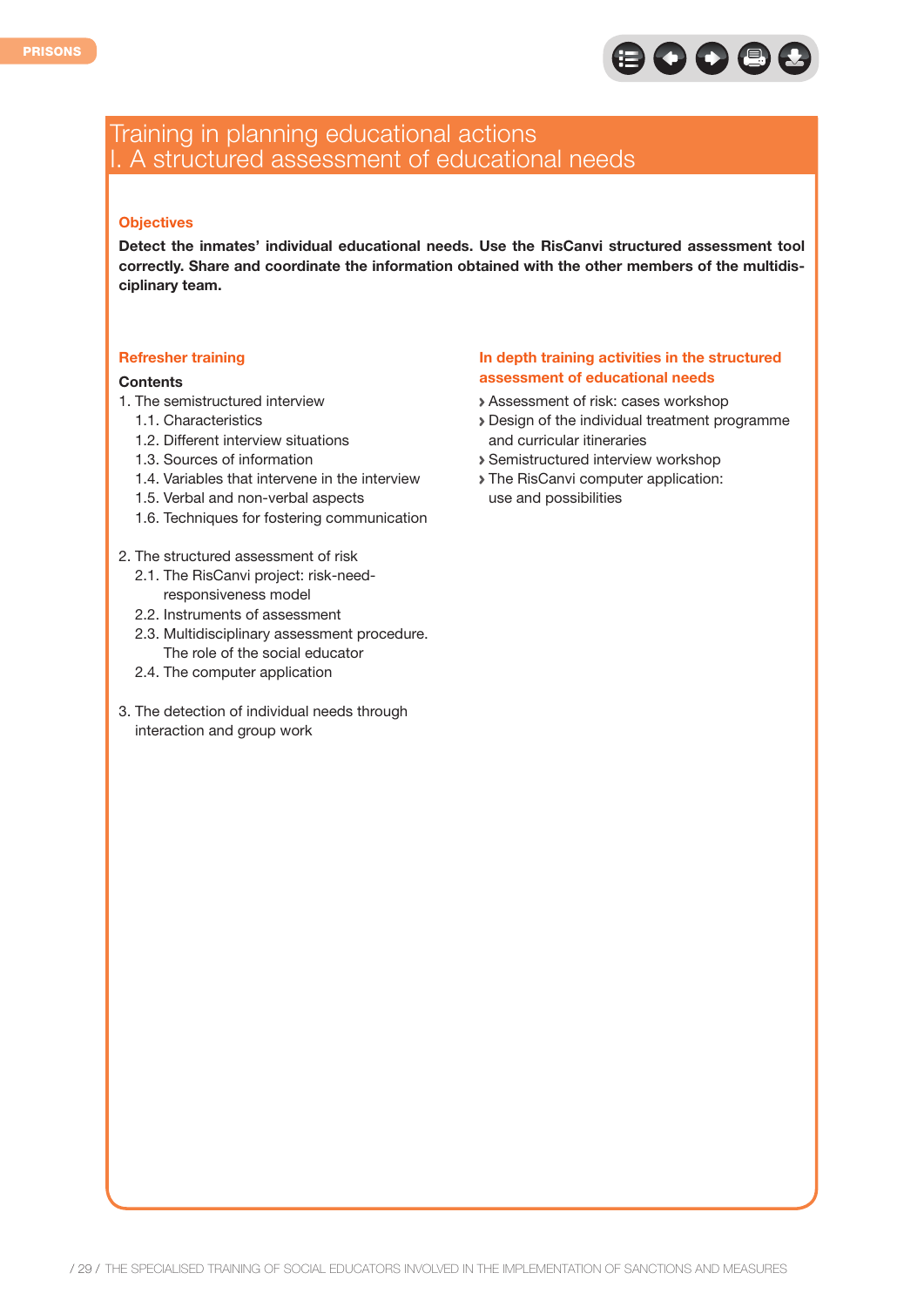# Training in planning educational actions
# I. A structured assessment of educational needs

### Objectives

**Detect the inmates' individual educational needs. Use the RisCanvi structured assessment tool correctly. Share and coordinate the information obtained with the other members of the multidisciplinary team.**

### Refresher training

**Contents**

1. The semistructured interview
   - 1.1. Characteristics
   - 1.2. Different interview situations
   - 1.3. Sources of information
   - 1.4. Variables that intervene in the interview
   - 1.5. Verbal and non-verbal aspects
   - 1.6. Techniques for fostering communication

2. The structured assessment of risk
   - 2.1. The RisCanvi project: risk-need-responsiveness model
   - 2.2. Instruments of assessment
   - 2.3. Multidisciplinary assessment procedure. The role of the social educator
   - 2.4. The computer application

3. The detection of individual needs through interaction and group work

### In depth training activities in the structured assessment of educational needs

- Assessment of risk: cases workshop
- Design of the individual treatment programme and curricular itineraries
- Semistructured interview workshop
- The RisCanvi computer application: use and possibilities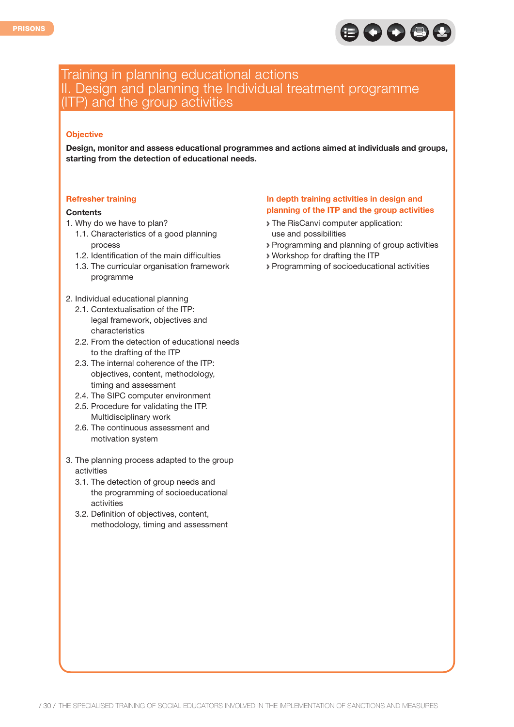# Training in planning educational actions
# II. Design and planning the Individual treatment programme (ITP) and the group activities

## Objective

**Design, monitor and assess educational programmes and actions aimed at individuals and groups, starting from the detection of educational needs.**

## Refresher training

**Contents**

1. Why do we have to plan?
   - 1.1. Characteristics of a good planning process
   - 1.2. Identification of the main difficulties
   - 1.3. The curricular organisation framework programme

2. Individual educational planning
   - 2.1. Contextualisation of the ITP: legal framework, objectives and characteristics
   - 2.2. From the detection of educational needs to the drafting of the ITP
   - 2.3. The internal coherence of the ITP: objectives, content, methodology, timing and assessment
   - 2.4. The SIPC computer environment
   - 2.5. Procedure for validating the ITP. Multidisciplinary work
   - 2.6. The continuous assessment and motivation system

3. The planning process adapted to the group activities
   - 3.1. The detection of group needs and the programming of socioeducational activities
   - 3.2. Definition of objectives, content, methodology, timing and assessment

## In depth training activities in design and planning of the ITP and the group activities

- The RisCanvi computer application: use and possibilities
- Programming and planning of group activities
- Workshop for drafting the ITP
- Programming of socioeducational activities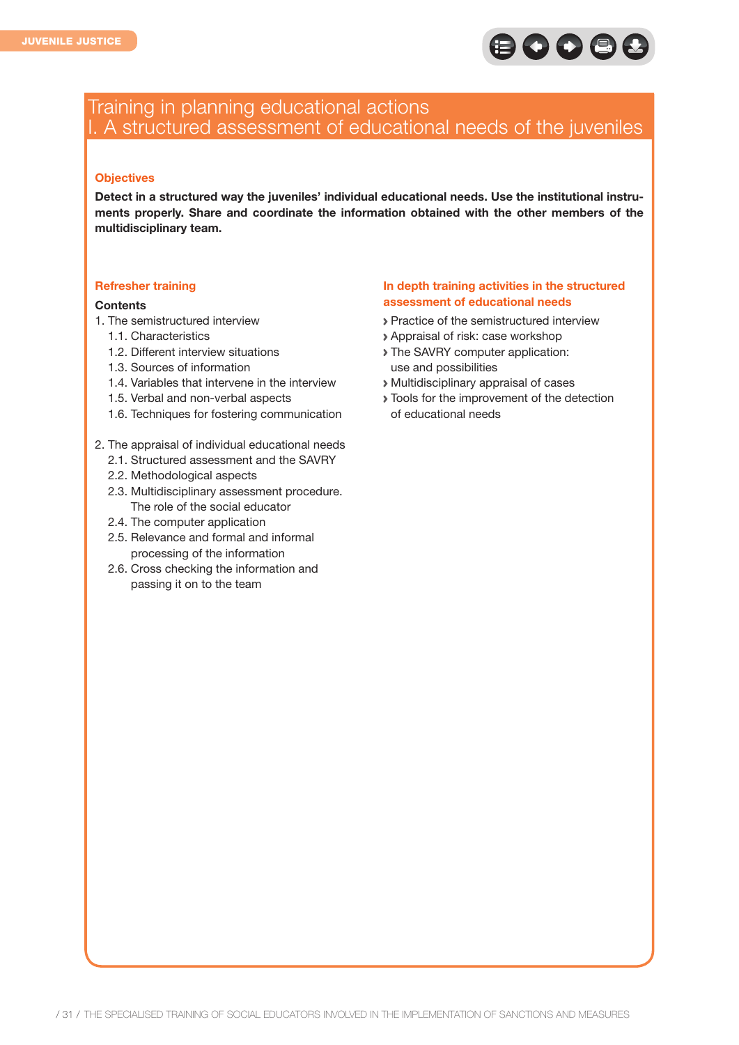# Training in planning educational actions
## I. A structured assessment of educational needs of the juveniles

### Objectives

**Detect in a structured way the juveniles' individual educational needs. Use the institutional instruments properly. Share and coordinate the information obtained with the other members of the multidisciplinary team.**

### Refresher training

**Contents**

1. The semistructured interview
   - 1.1. Characteristics
   - 1.2. Different interview situations
   - 1.3. Sources of information
   - 1.4. Variables that intervene in the interview
   - 1.5. Verbal and non-verbal aspects
   - 1.6. Techniques for fostering communication

2. The appraisal of individual educational needs
   - 2.1. Structured assessment and the SAVRY
   - 2.2. Methodological aspects
   - 2.3. Multidisciplinary assessment procedure. The role of the social educator
   - 2.4. The computer application
   - 2.5. Relevance and formal and informal processing of the information
   - 2.6. Cross checking the information and passing it on to the team

### In depth training activities in the structured assessment of educational needs

- Practice of the semistructured interview
- Appraisal of risk: case workshop
- The SAVRY computer application: use and possibilities
- Multidisciplinary appraisal of cases
- Tools for the improvement of the detection of educational needs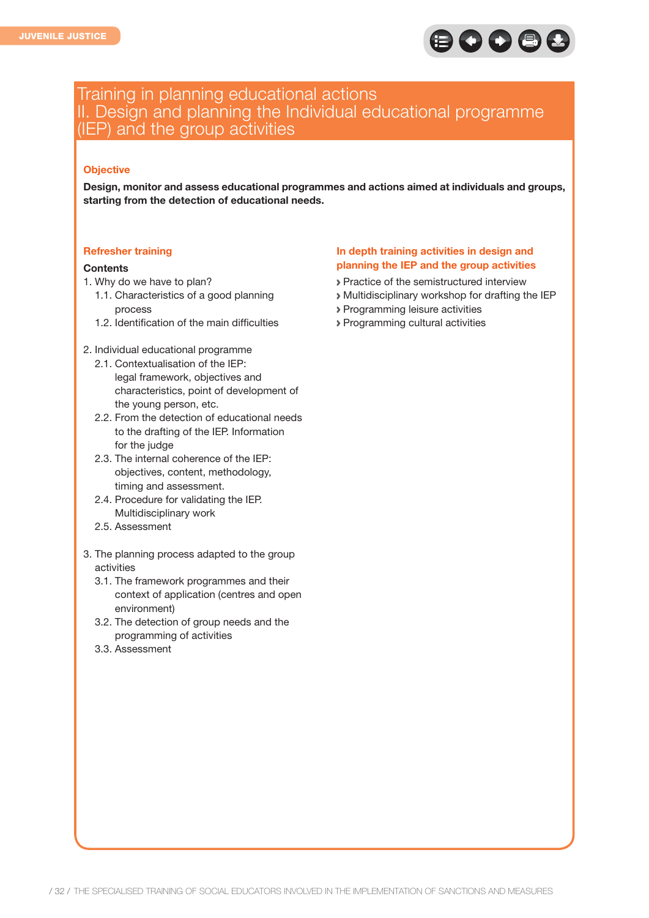# Training in planning educational actions
## II. Design and planning the Individual educational programme (IEP) and the group activities

### Objective

**Design, monitor and assess educational programmes and actions aimed at individuals and groups, starting from the detection of educational needs.**

### Refresher training

**Contents**

1. Why do we have to plan?
   - 1.1. Characteristics of a good planning process
   - 1.2. Identification of the main difficulties

2. Individual educational programme
   - 2.1. Contextualisation of the IEP: legal framework, objectives and characteristics, point of development of the young person, etc.
   - 2.2. From the detection of educational needs to the drafting of the IEP. Information for the judge
   - 2.3. The internal coherence of the IEP: objectives, content, methodology, timing and assessment.
   - 2.4. Procedure for validating the IEP. Multidisciplinary work
   - 2.5. Assessment

3. The planning process adapted to the group activities
   - 3.1. The framework programmes and their context of application (centres and open environment)
   - 3.2. The detection of group needs and the programming of activities
   - 3.3. Assessment

### In depth training activities in design and planning the IEP and the group activities

- Practice of the semistructured interview
- Multidisciplinary workshop for drafting the IEP
- Programming leisure activities
- Programming cultural activities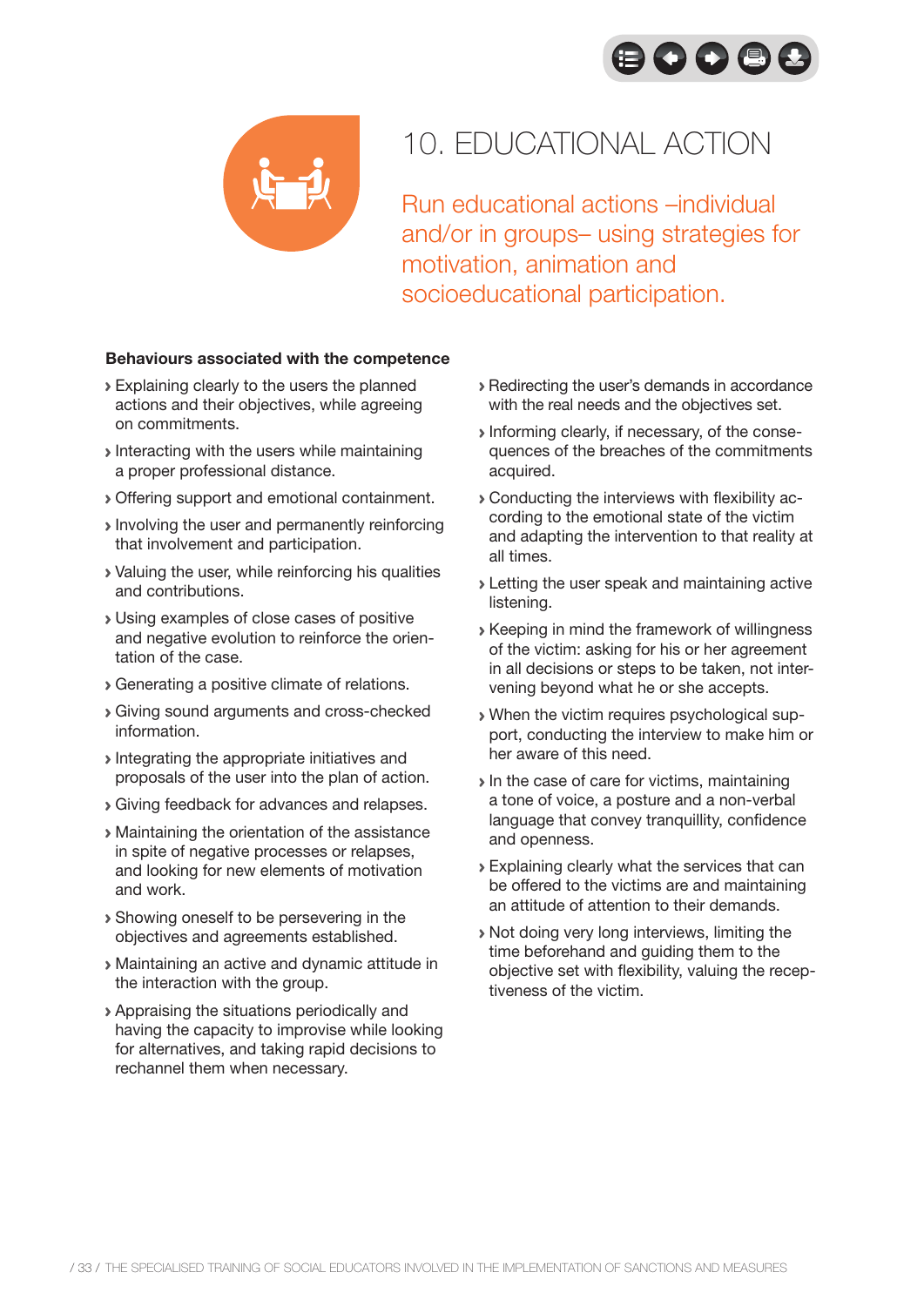# 10. EDUCATIONAL ACTION

Run educational actions –individual and/or in groups– using strategies for motivation, animation and socioeducational participation.

**Behaviours associated with the competence**

- Explaining clearly to the users the planned actions and their objectives, while agreeing on commitments.
- Interacting with the users while maintaining a proper professional distance.
- Offering support and emotional containment.
- Involving the user and permanently reinforcing that involvement and participation.
- Valuing the user, while reinforcing his qualities and contributions.
- Using examples of close cases of positive and negative evolution to reinforce the orientation of the case.
- Generating a positive climate of relations.
- Giving sound arguments and cross-checked information.
- Integrating the appropriate initiatives and proposals of the user into the plan of action.
- Giving feedback for advances and relapses.
- Maintaining the orientation of the assistance in spite of negative processes or relapses, and looking for new elements of motivation and work.
- Showing oneself to be persevering in the objectives and agreements established.
- Maintaining an active and dynamic attitude in the interaction with the group.
- Appraising the situations periodically and having the capacity to improvise while looking for alternatives, and taking rapid decisions to rechannel them when necessary.
- Redirecting the user's demands in accordance with the real needs and the objectives set.
- Informing clearly, if necessary, of the consequences of the breaches of the commitments acquired.
- Conducting the interviews with flexibility according to the emotional state of the victim and adapting the intervention to that reality at all times.
- Letting the user speak and maintaining active listening.
- Keeping in mind the framework of willingness of the victim: asking for his or her agreement in all decisions or steps to be taken, not intervening beyond what he or she accepts.
- When the victim requires psychological support, conducting the interview to make him or her aware of this need.
- In the case of care for victims, maintaining a tone of voice, a posture and a non-verbal language that convey tranquillity, confidence and openness.
- Explaining clearly what the services that can be offered to the victims are and maintaining an attitude of attention to their demands.
- Not doing very long interviews, limiting the time beforehand and guiding them to the objective set with flexibility, valuing the receptiveness of the victim.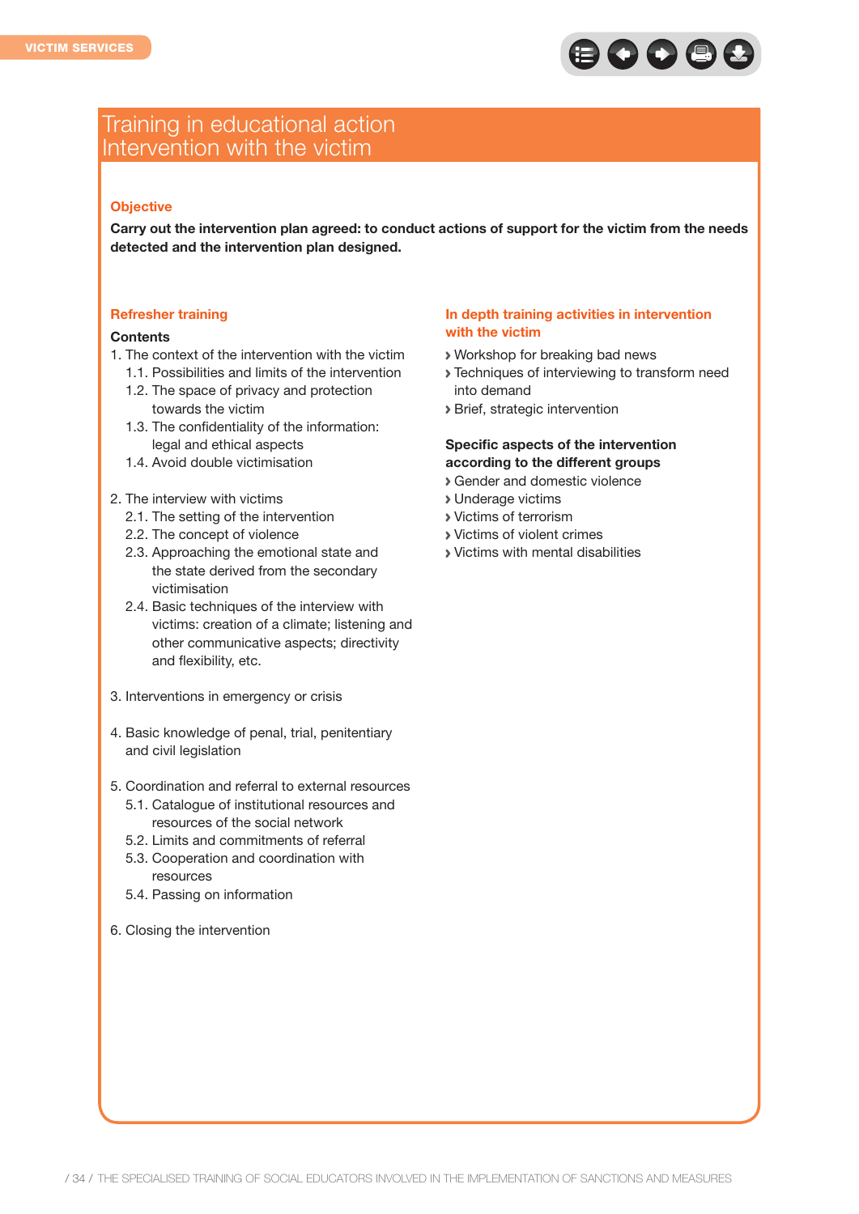# Training in educational action
# Intervention with the victim

### Objective

**Carry out the intervention plan agreed: to conduct actions of support for the victim from the needs detected and the intervention plan designed.**

### Refresher training

**Contents**

1. The context of the intervention with the victim
   - 1.1. Possibilities and limits of the intervention
   - 1.2. The space of privacy and protection towards the victim
   - 1.3. The confidentiality of the information: legal and ethical aspects
   - 1.4. Avoid double victimisation

2. The interview with victims
   - 2.1. The setting of the intervention
   - 2.2. The concept of violence
   - 2.3. Approaching the emotional state and the state derived from the secondary victimisation
   - 2.4. Basic techniques of the interview with victims: creation of a climate; listening and other communicative aspects; directivity and flexibility, etc.

3. Interventions in emergency or crisis

4. Basic knowledge of penal, trial, penitentiary and civil legislation

5. Coordination and referral to external resources
   - 5.1. Catalogue of institutional resources and resources of the social network
   - 5.2. Limits and commitments of referral
   - 5.3. Cooperation and coordination with resources
   - 5.4. Passing on information

6. Closing the intervention

### In depth training activities in intervention with the victim

- Workshop for breaking bad news
- Techniques of interviewing to transform need into demand
- Brief, strategic intervention

**Specific aspects of the intervention according to the different groups**

- Gender and domestic violence
- Underage victims
- Victims of terrorism
- Victims of violent crimes
- Victims with mental disabilities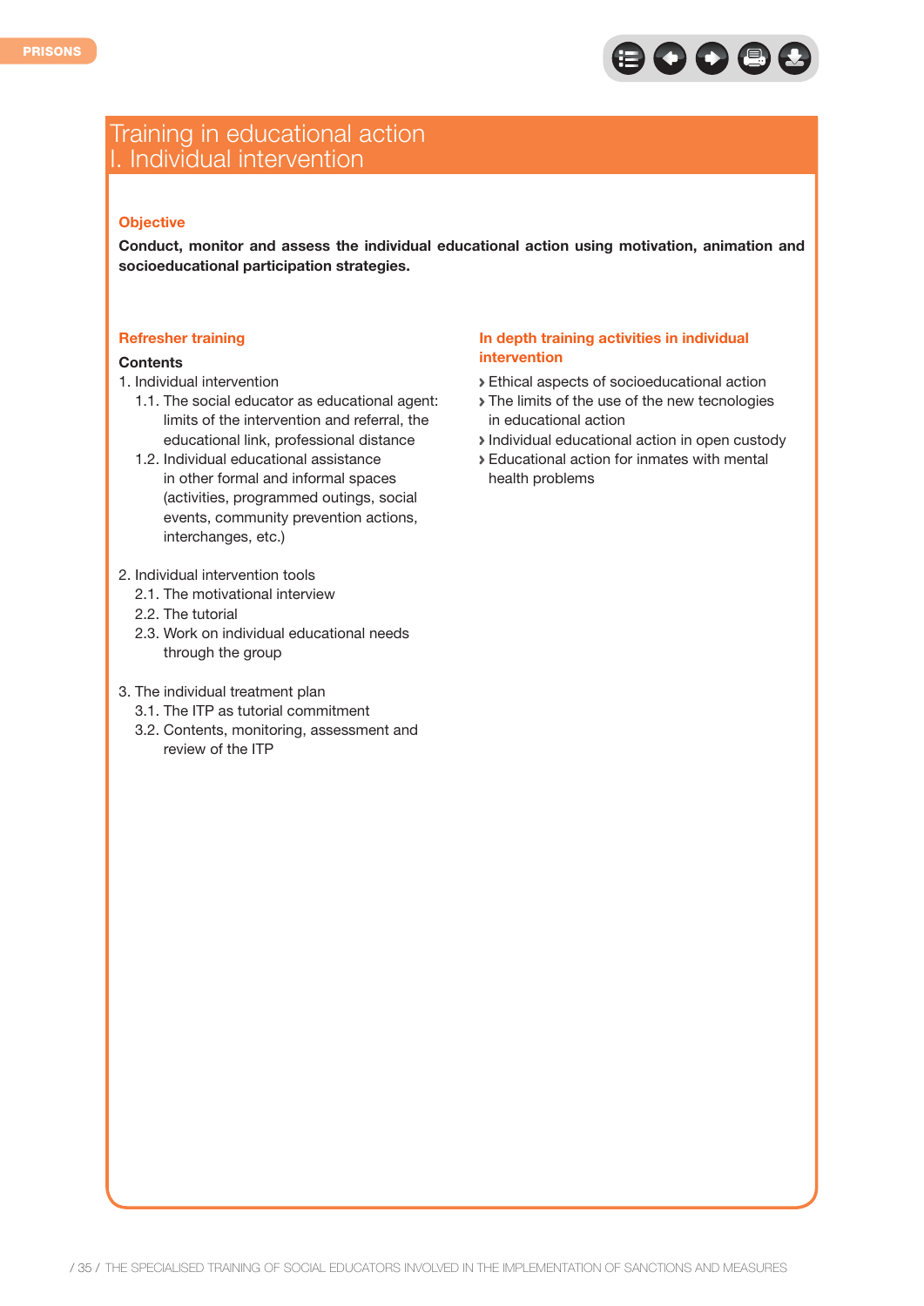# Training in educational action
# I. Individual intervention

### Objective

**Conduct, monitor and assess the individual educational action using motivation, animation and socioeducational participation strategies.**

### Refresher training

**Contents**

1. Individual intervention
   - 1.1. The social educator as educational agent: limits of the intervention and referral, the educational link, professional distance
   - 1.2. Individual educational assistance in other formal and informal spaces (activities, programmed outings, social events, community prevention actions, interchanges, etc.)

2. Individual intervention tools
   - 2.1. The motivational interview
   - 2.2. The tutorial
   - 2.3. Work on individual educational needs through the group

3. The individual treatment plan
   - 3.1. The ITP as tutorial commitment
   - 3.2. Contents, monitoring, assessment and review of the ITP

### In depth training activities in individual intervention

- Ethical aspects of socioeducational action
- The limits of the use of the new tecnologies in educational action
- Individual educational action in open custody
- Educational action for inmates with mental health problems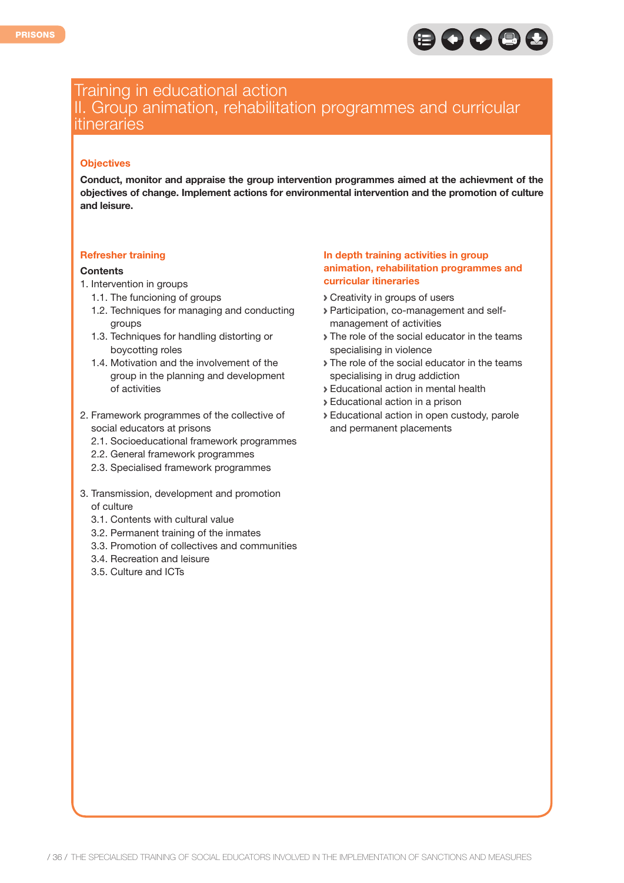# Training in educational action
## II. Group animation, rehabilitation programmes and curricular itineraries

### Objectives

**Conduct, monitor and appraise the group intervention programmes aimed at the achievment of the objectives of change. Implement actions for environmental intervention and the promotion of culture and leisure.**

### Refresher training

**Contents**

1. Intervention in groups
    - 1.1. The funcioning of groups
    - 1.2. Techniques for managing and conducting groups
    - 1.3. Techniques for handling distorting or boycotting roles
    - 1.4. Motivation and the involvement of the group in the planning and development of activities

2. Framework programmes of the collective of social educators at prisons
    - 2.1. Socioeducational framework programmes
    - 2.2. General framework programmes
    - 2.3. Specialised framework programmes

3. Transmission, development and promotion of culture
    - 3.1. Contents with cultural value
    - 3.2. Permanent training of the inmates
    - 3.3. Promotion of collectives and communities
    - 3.4. Recreation and leisure
    - 3.5. Culture and ICTs

### In depth training activities in group animation, rehabilitation programmes and curricular itineraries

- Creativity in groups of users
- Participation, co-management and self-management of activities
- The role of the social educator in the teams specialising in violence
- The role of the social educator in the teams specialising in drug addiction
- Educational action in mental health
- Educational action in a prison
- Educational action in open custody, parole and permanent placements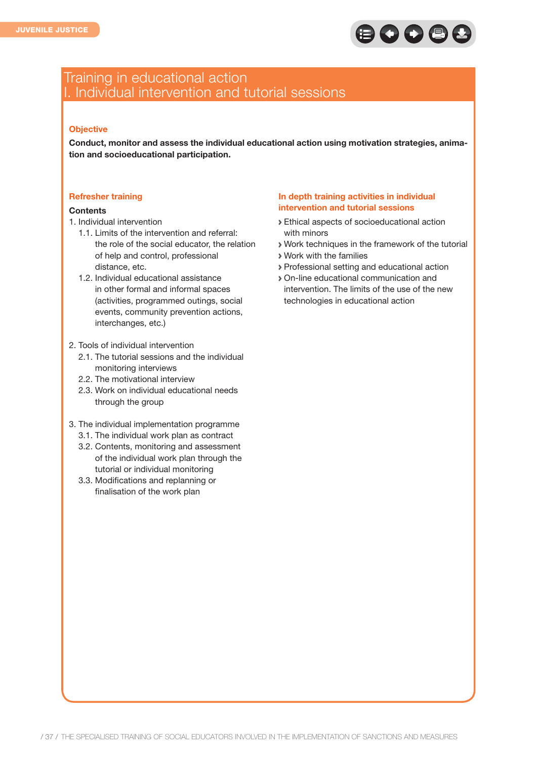# Training in educational action
## I. Individual intervention and tutorial sessions

### Objective

**Conduct, monitor and assess the individual educational action using motivation strategies, animation and socioeducational participation.**

### Refresher training

**Contents**

1. Individual intervention
   - 1.1. Limits of the intervention and referral: the role of the social educator, the relation of help and control, professional distance, etc.
   - 1.2. Individual educational assistance in other formal and informal spaces (activities, programmed outings, social events, community prevention actions, interchanges, etc.)

2. Tools of individual intervention
   - 2.1. The tutorial sessions and the individual monitoring interviews
   - 2.2. The motivational interview
   - 2.3. Work on individual educational needs through the group

3. The individual implementation programme
   - 3.1. The individual work plan as contract
   - 3.2. Contents, monitoring and assessment of the individual work plan through the tutorial or individual monitoring
   - 3.3. Modifications and replanning or finalisation of the work plan

### In depth training activities in individual intervention and tutorial sessions

- Ethical aspects of socioeducational action with minors
- Work techniques in the framework of the tutorial
- Work with the families
- Professional setting and educational action
- On-line educational communication and intervention. The limits of the use of the new technologies in educational action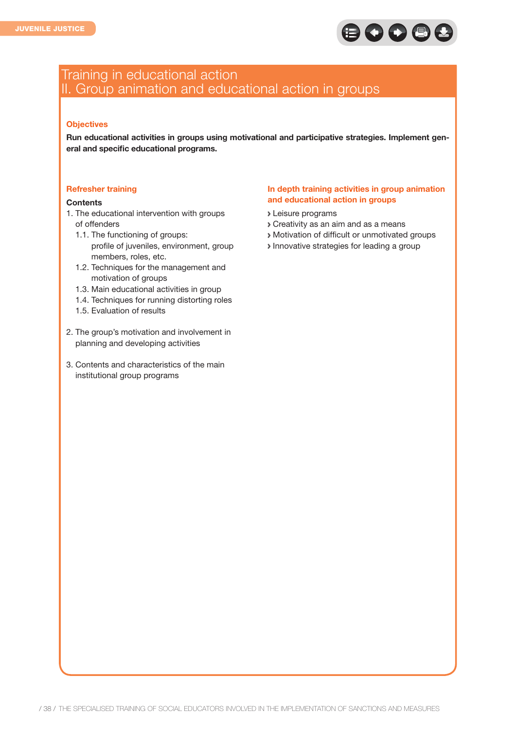# Training in educational action
## II. Group animation and educational action in groups

### Objectives

**Run educational activities in groups using motivational and participative strategies. Implement general and specific educational programs.**

### Refresher training

**Contents**

1. The educational intervention with groups of offenders
   1.1. The functioning of groups: profile of juveniles, environment, group members, roles, etc.
   1.2. Techniques for the management and motivation of groups
   1.3. Main educational activities in group
   1.4. Techniques for running distorting roles
   1.5. Evaluation of results

2. The group's motivation and involvement in planning and developing activities

3. Contents and characteristics of the main institutional group programs

### In depth training activities in group animation and educational action in groups

- Leisure programs
- Creativity as an aim and as a means
- Motivation of difficult or unmotivated groups
- Innovative strategies for leading a group